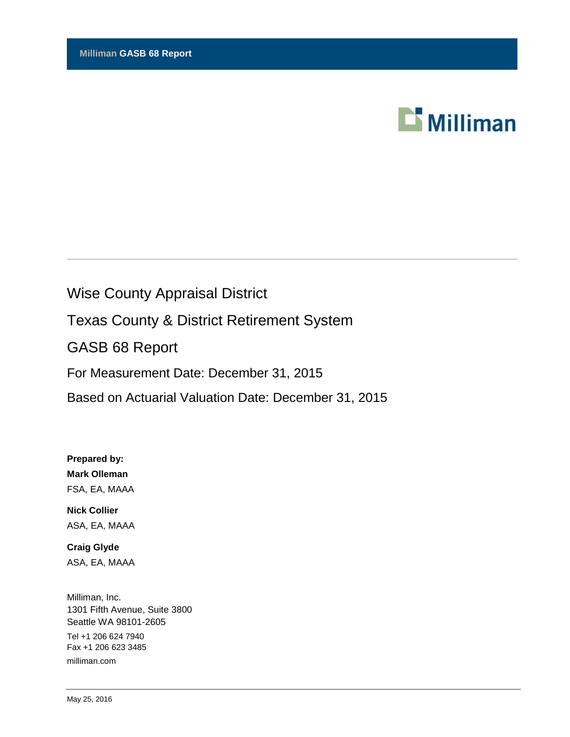**Milliman GASB 68 Report**

Milliman

# Wise County Appraisal District

## Texas County & District Retirement System

## GASB 68 Report

For Measurement Date: December 31, 2015

Based on Actuarial Valuation Date: December 31, 2015

**Prepared by:**

**Mark Olleman**
FSA, EA, MAAA

**Nick Collier**
ASA, EA, MAAA

**Craig Glyde**
ASA, EA, MAAA

Milliman, Inc.
1301 Fifth Avenue, Suite 3800
Seattle WA 98101-2605

Tel +1 206 624 7940
Fax +1 206 623 3485
milliman.com

May 25, 2016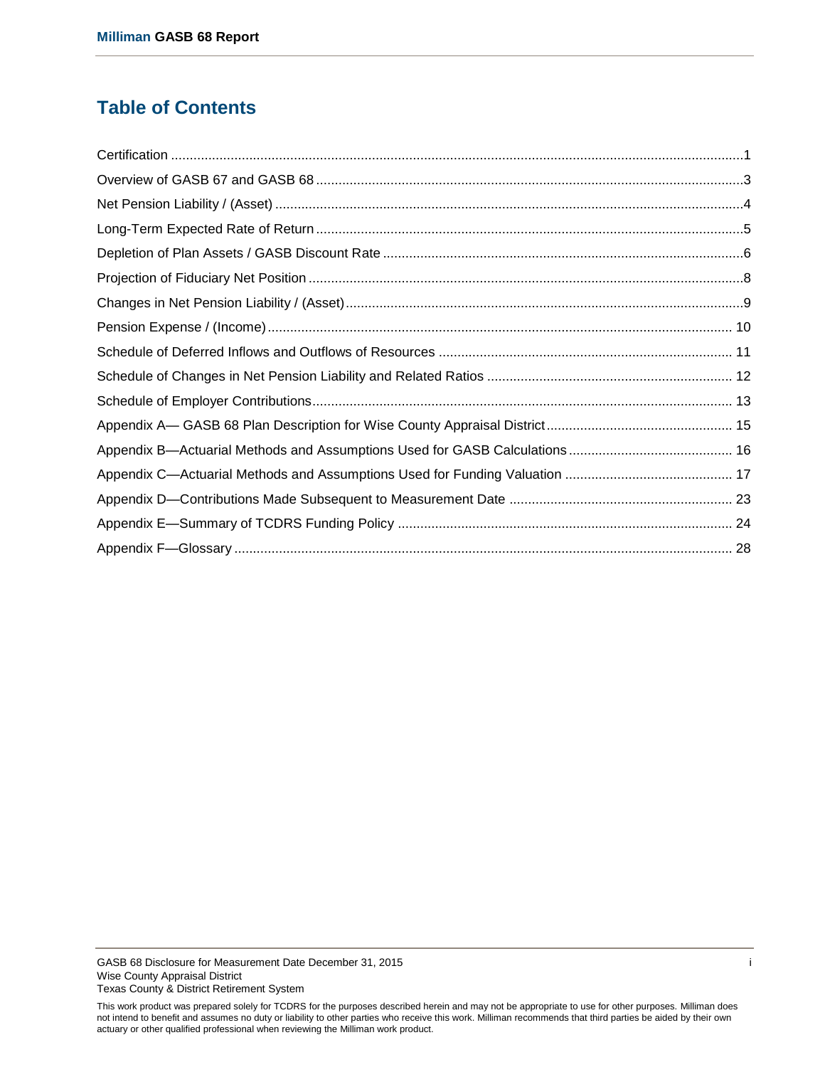# Table of Contents

| | |
|---|---|
| Certification | 1 |
| Overview of GASB 67 and GASB 68 | 3 |
| Net Pension Liability / (Asset) | 4 |
| Long-Term Expected Rate of Return | 5 |
| Depletion of Plan Assets / GASB Discount Rate | 6 |
| Projection of Fiduciary Net Position | 8 |
| Changes in Net Pension Liability / (Asset) | 9 |
| Pension Expense / (Income) | 10 |
| Schedule of Deferred Inflows and Outflows of Resources | 11 |
| Schedule of Changes in Net Pension Liability and Related Ratios | 12 |
| Schedule of Employer Contributions | 13 |
| Appendix A— GASB 68 Plan Description for Wise County Appraisal District | 15 |
| Appendix B—Actuarial Methods and Assumptions Used for GASB Calculations | 16 |
| Appendix C—Actuarial Methods and Assumptions Used for Funding Valuation | 17 |
| Appendix D—Contributions Made Subsequent to Measurement Date | 23 |
| Appendix E—Summary of TCDRS Funding Policy | 24 |
| Appendix F—Glossary | 28 |

GASB 68 Disclosure for Measurement Date December 31, 2015
Wise County Appraisal District
Texas County & District Retirement System

This work product was prepared solely for TCDRS for the purposes described herein and may not be appropriate to use for other purposes. Milliman does not intend to benefit and assumes no duty or liability to other parties who receive this work. Milliman recommends that third parties be aided by their own actuary or other qualified professional when reviewing the Milliman work product.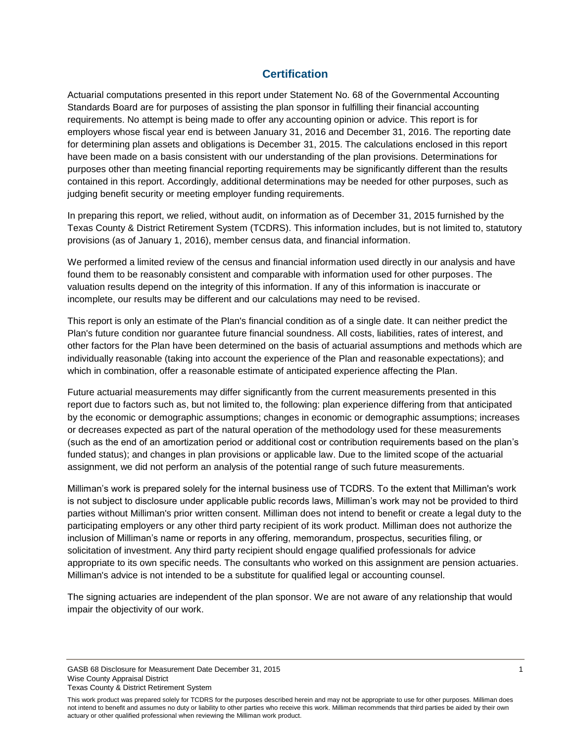## Certification

Actuarial computations presented in this report under Statement No. 68 of the Governmental Accounting Standards Board are for purposes of assisting the plan sponsor in fulfilling their financial accounting requirements. No attempt is being made to offer any accounting opinion or advice. This report is for employers whose fiscal year end is between January 31, 2016 and December 31, 2016. The reporting date for determining plan assets and obligations is December 31, 2015. The calculations enclosed in this report have been made on a basis consistent with our understanding of the plan provisions. Determinations for purposes other than meeting financial reporting requirements may be significantly different than the results contained in this report. Accordingly, additional determinations may be needed for other purposes, such as judging benefit security or meeting employer funding requirements.

In preparing this report, we relied, without audit, on information as of December 31, 2015 furnished by the Texas County & District Retirement System (TCDRS). This information includes, but is not limited to, statutory provisions (as of January 1, 2016), member census data, and financial information.

We performed a limited review of the census and financial information used directly in our analysis and have found them to be reasonably consistent and comparable with information used for other purposes. The valuation results depend on the integrity of this information. If any of this information is inaccurate or incomplete, our results may be different and our calculations may need to be revised.

This report is only an estimate of the Plan's financial condition as of a single date. It can neither predict the Plan's future condition nor guarantee future financial soundness. All costs, liabilities, rates of interest, and other factors for the Plan have been determined on the basis of actuarial assumptions and methods which are individually reasonable (taking into account the experience of the Plan and reasonable expectations); and which in combination, offer a reasonable estimate of anticipated experience affecting the Plan.

Future actuarial measurements may differ significantly from the current measurements presented in this report due to factors such as, but not limited to, the following: plan experience differing from that anticipated by the economic or demographic assumptions; changes in economic or demographic assumptions; increases or decreases expected as part of the natural operation of the methodology used for these measurements (such as the end of an amortization period or additional cost or contribution requirements based on the plan's funded status); and changes in plan provisions or applicable law. Due to the limited scope of the actuarial assignment, we did not perform an analysis of the potential range of such future measurements.

Milliman's work is prepared solely for the internal business use of TCDRS. To the extent that Milliman's work is not subject to disclosure under applicable public records laws, Milliman's work may not be provided to third parties without Milliman's prior written consent. Milliman does not intend to benefit or create a legal duty to the participating employers or any other third party recipient of its work product. Milliman does not authorize the inclusion of Milliman's name or reports in any offering, memorandum, prospectus, securities filing, or solicitation of investment. Any third party recipient should engage qualified professionals for advice appropriate to its own specific needs. The consultants who worked on this assignment are pension actuaries. Milliman's advice is not intended to be a substitute for qualified legal or accounting counsel.

The signing actuaries are independent of the plan sponsor. We are not aware of any relationship that would impair the objectivity of our work.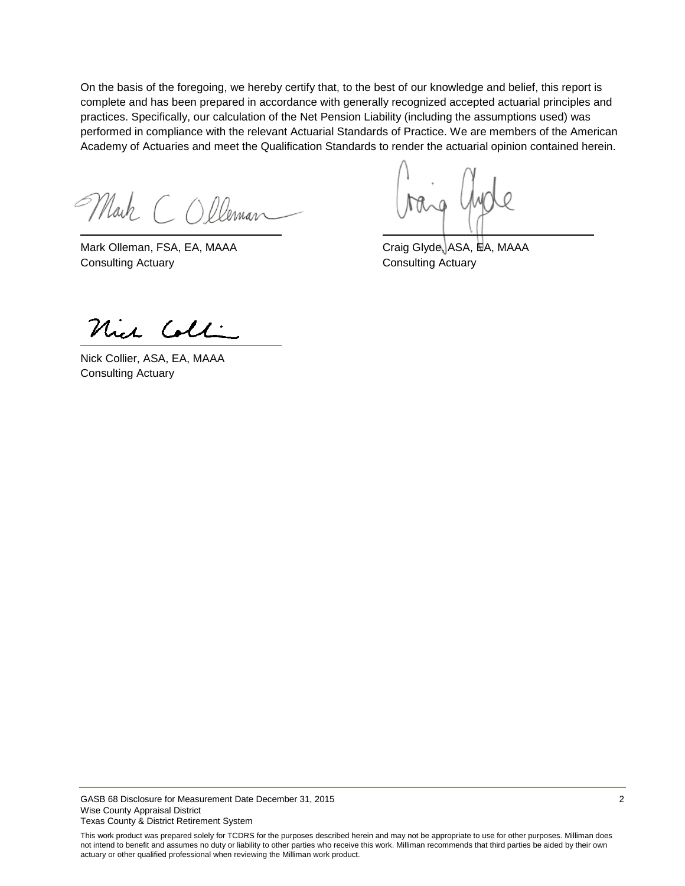On the basis of the foregoing, we hereby certify that, to the best of our knowledge and belief, this report is complete and has been prepared in accordance with generally recognized accepted actuarial principles and practices. Specifically, our calculation of the Net Pension Liability (including the assumptions used) was performed in compliance with the relevant Actuarial Standards of Practice. We are members of the American Academy of Actuaries and meet the Qualification Standards to render the actuarial opinion contained herein.

Mark Olleman, FSA, EA, MAAA
Consulting Actuary

Craig Glyde, ASA, EA, MAAA
Consulting Actuary

Nick Collier, ASA, EA, MAAA
Consulting Actuary

GASB 68 Disclosure for Measurement Date December 31, 2015
Wise County Appraisal District
Texas County & District Retirement System

This work product was prepared solely for TCDRS for the purposes described herein and may not be appropriate to use for other purposes. Milliman does not intend to benefit and assumes no duty or liability to other parties who receive this work. Milliman recommends that third parties be aided by their own actuary or other qualified professional when reviewing the Milliman work product.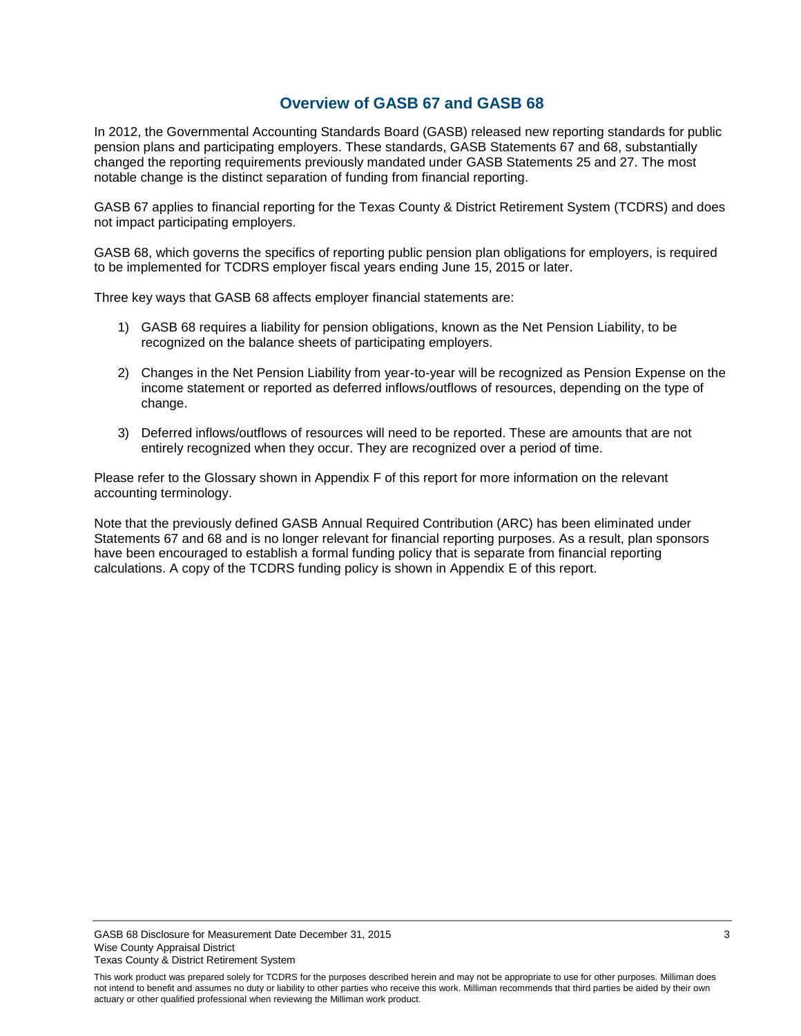## Overview of GASB 67 and GASB 68

In 2012, the Governmental Accounting Standards Board (GASB) released new reporting standards for public pension plans and participating employers. These standards, GASB Statements 67 and 68, substantially changed the reporting requirements previously mandated under GASB Statements 25 and 27. The most notable change is the distinct separation of funding from financial reporting.

GASB 67 applies to financial reporting for the Texas County & District Retirement System (TCDRS) and does not impact participating employers.

GASB 68, which governs the specifics of reporting public pension plan obligations for employers, is required to be implemented for TCDRS employer fiscal years ending June 15, 2015 or later.

Three key ways that GASB 68 affects employer financial statements are:

1) GASB 68 requires a liability for pension obligations, known as the Net Pension Liability, to be recognized on the balance sheets of participating employers.

2) Changes in the Net Pension Liability from year-to-year will be recognized as Pension Expense on the income statement or reported as deferred inflows/outflows of resources, depending on the type of change.

3) Deferred inflows/outflows of resources will need to be reported. These are amounts that are not entirely recognized when they occur. They are recognized over a period of time.

Please refer to the Glossary shown in Appendix F of this report for more information on the relevant accounting terminology.

Note that the previously defined GASB Annual Required Contribution (ARC) has been eliminated under Statements 67 and 68 and is no longer relevant for financial reporting purposes. As a result, plan sponsors have been encouraged to establish a formal funding policy that is separate from financial reporting calculations. A copy of the TCDRS funding policy is shown in Appendix E of this report.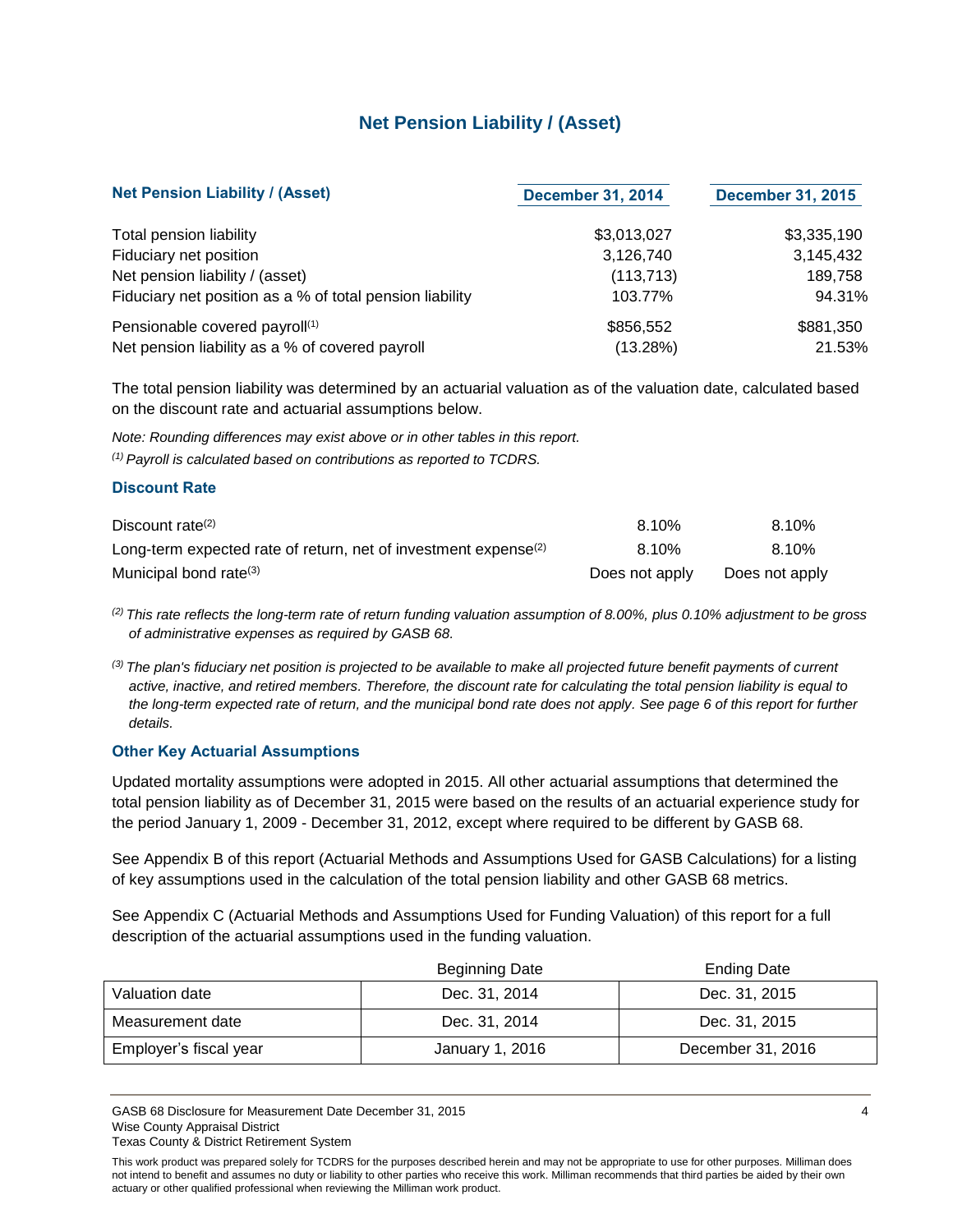# Net Pension Liability / (Asset)

| Net Pension Liability / (Asset) | December 31, 2014 | December 31, 2015 |
|---|---|---|
| Total pension liability | $3,013,027 | $3,335,190 |
| Fiduciary net position | 3,126,740 | 3,145,432 |
| Net pension liability / (asset) | (113,713) | 189,758 |
| Fiduciary net position as a % of total pension liability | 103.77% | 94.31% |
| Pensionable covered payroll[1] | $856,552 | $881,350 |
| Net pension liability as a % of covered payroll | (13.28%) | 21.53% |

The total pension liability was determined by an actuarial valuation as of the valuation date, calculated based on the discount rate and actuarial assumptions below.

*Note: Rounding differences may exist above or in other tables in this report.*

*[1] Payroll is calculated based on contributions as reported to TCDRS.*

### Discount Rate

| | | |
|---|---|---|
| Discount rate[2] | 8.10% | 8.10% |
| Long-term expected rate of return, net of investment expense[2] | 8.10% | 8.10% |
| Municipal bond rate[3] | Does not apply | Does not apply |

*[2] This rate reflects the long-term rate of return funding valuation assumption of 8.00%, plus 0.10% adjustment to be gross of administrative expenses as required by GASB 68.*

*[3] The plan's fiduciary net position is projected to be available to make all projected future benefit payments of current active, inactive, and retired members. Therefore, the discount rate for calculating the total pension liability is equal to the long-term expected rate of return, and the municipal bond rate does not apply. See page 6 of this report for further details.*

### Other Key Actuarial Assumptions

Updated mortality assumptions were adopted in 2015. All other actuarial assumptions that determined the total pension liability as of December 31, 2015 were based on the results of an actuarial experience study for the period January 1, 2009 - December 31, 2012, except where required to be different by GASB 68.

See Appendix B of this report (Actuarial Methods and Assumptions Used for GASB Calculations) for a listing of key assumptions used in the calculation of the total pension liability and other GASB 68 metrics.

See Appendix C (Actuarial Methods and Assumptions Used for Funding Valuation) of this report for a full description of the actuarial assumptions used in the funding valuation.

| | Beginning Date | Ending Date |
|---|---|---|
| Valuation date | Dec. 31, 2014 | Dec. 31, 2015 |
| Measurement date | Dec. 31, 2014 | Dec. 31, 2015 |
| Employer's fiscal year | January 1, 2016 | December 31, 2016 |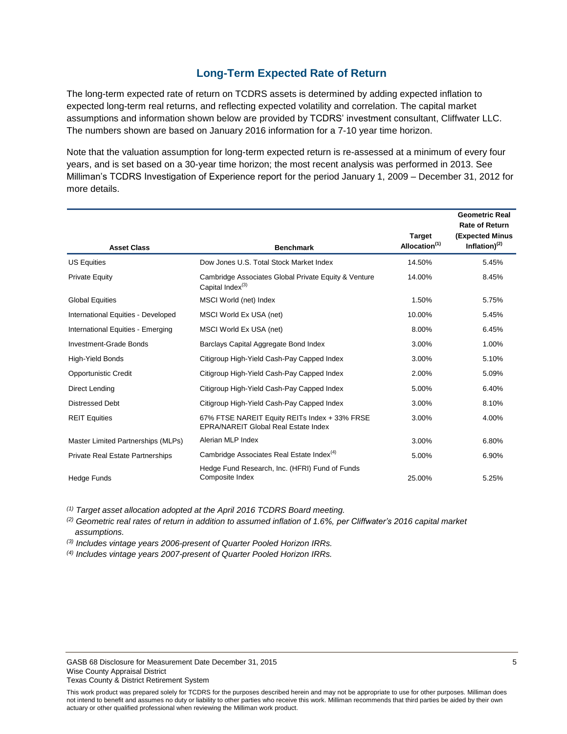## Long-Term Expected Rate of Return

The long-term expected rate of return on TCDRS assets is determined by adding expected inflation to expected long-term real returns, and reflecting expected volatility and correlation. The capital market assumptions and information shown below are provided by TCDRS' investment consultant, Cliffwater LLC. The numbers shown are based on January 2016 information for a 7-10 year time horizon.

Note that the valuation assumption for long-term expected return is re-assessed at a minimum of every four years, and is set based on a 30-year time horizon; the most recent analysis was performed in 2013. See Milliman's TCDRS Investigation of Experience report for the period January 1, 2009 – December 31, 2012 for more details.

| Asset Class | Benchmark | Target Allocation[(1)] | Geometric Real Rate of Return (Expected Minus Inflation)[(2)] |
|---|---|---|---|
| US Equities | Dow Jones U.S. Total Stock Market Index | 14.50% | 5.45% |
| Private Equity | Cambridge Associates Global Private Equity & Venture Capital Index[(3)] | 14.00% | 8.45% |
| Global Equities | MSCI World (net) Index | 1.50% | 5.75% |
| International Equities - Developed | MSCI World Ex USA (net) | 10.00% | 5.45% |
| International Equities - Emerging | MSCI World Ex USA (net) | 8.00% | 6.45% |
| Investment-Grade Bonds | Barclays Capital Aggregate Bond Index | 3.00% | 1.00% |
| High-Yield Bonds | Citigroup High-Yield Cash-Pay Capped Index | 3.00% | 5.10% |
| Opportunistic Credit | Citigroup High-Yield Cash-Pay Capped Index | 2.00% | 5.09% |
| Direct Lending | Citigroup High-Yield Cash-Pay Capped Index | 5.00% | 6.40% |
| Distressed Debt | Citigroup High-Yield Cash-Pay Capped Index | 3.00% | 8.10% |
| REIT Equities | 67% FTSE NAREIT Equity REITs Index + 33% FRSE EPRA/NAREIT Global Real Estate Index | 3.00% | 4.00% |
| Master Limited Partnerships (MLPs) | Alerian MLP Index | 3.00% | 6.80% |
| Private Real Estate Partnerships | Cambridge Associates Real Estate Index[(4)] | 5.00% | 6.90% |
| Hedge Funds | Hedge Fund Research, Inc. (HFRI) Fund of Funds Composite Index | 25.00% | 5.25% |

*(1) Target asset allocation adopted at the April 2016 TCDRS Board meeting.*

*(2) Geometric real rates of return in addition to assumed inflation of 1.6%, per Cliffwater's 2016 capital market assumptions.*

*(3) Includes vintage years 2006-present of Quarter Pooled Horizon IRRs.*

*(4) Includes vintage years 2007-present of Quarter Pooled Horizon IRRs.*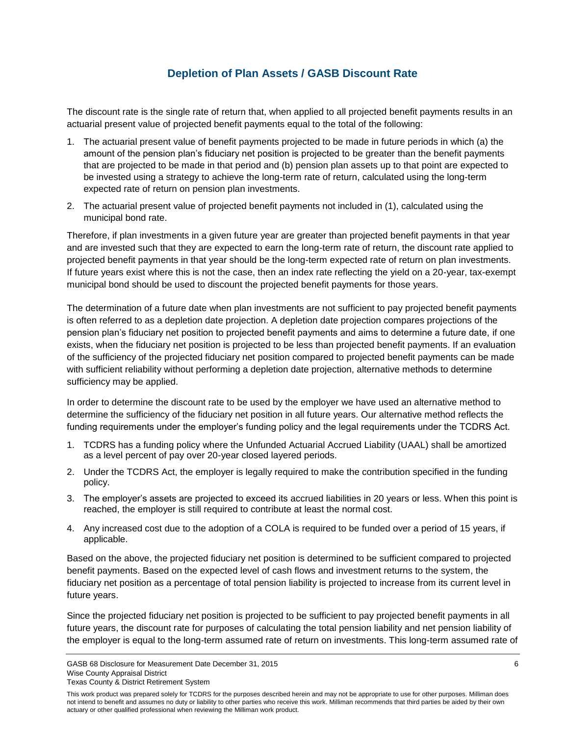## Depletion of Plan Assets / GASB Discount Rate

The discount rate is the single rate of return that, when applied to all projected benefit payments results in an actuarial present value of projected benefit payments equal to the total of the following:

1. The actuarial present value of benefit payments projected to be made in future periods in which (a) the amount of the pension plan's fiduciary net position is projected to be greater than the benefit payments that are projected to be made in that period and (b) pension plan assets up to that point are expected to be invested using a strategy to achieve the long-term rate of return, calculated using the long-term expected rate of return on pension plan investments.
2. The actuarial present value of projected benefit payments not included in (1), calculated using the municipal bond rate.

Therefore, if plan investments in a given future year are greater than projected benefit payments in that year and are invested such that they are expected to earn the long-term rate of return, the discount rate applied to projected benefit payments in that year should be the long-term expected rate of return on plan investments. If future years exist where this is not the case, then an index rate reflecting the yield on a 20-year, tax-exempt municipal bond should be used to discount the projected benefit payments for those years.

The determination of a future date when plan investments are not sufficient to pay projected benefit payments is often referred to as a depletion date projection. A depletion date projection compares projections of the pension plan's fiduciary net position to projected benefit payments and aims to determine a future date, if one exists, when the fiduciary net position is projected to be less than projected benefit payments. If an evaluation of the sufficiency of the projected fiduciary net position compared to projected benefit payments can be made with sufficient reliability without performing a depletion date projection, alternative methods to determine sufficiency may be applied.

In order to determine the discount rate to be used by the employer we have used an alternative method to determine the sufficiency of the fiduciary net position in all future years. Our alternative method reflects the funding requirements under the employer's funding policy and the legal requirements under the TCDRS Act.

1. TCDRS has a funding policy where the Unfunded Actuarial Accrued Liability (UAAL) shall be amortized as a level percent of pay over 20-year closed layered periods.
2. Under the TCDRS Act, the employer is legally required to make the contribution specified in the funding policy.
3. The employer's assets are projected to exceed its accrued liabilities in 20 years or less. When this point is reached, the employer is still required to contribute at least the normal cost.
4. Any increased cost due to the adoption of a COLA is required to be funded over a period of 15 years, if applicable.

Based on the above, the projected fiduciary net position is determined to be sufficient compared to projected benefit payments. Based on the expected level of cash flows and investment returns to the system, the fiduciary net position as a percentage of total pension liability is projected to increase from its current level in future years.

Since the projected fiduciary net position is projected to be sufficient to pay projected benefit payments in all future years, the discount rate for purposes of calculating the total pension liability and net pension liability of the employer is equal to the long-term assumed rate of return on investments. This long-term assumed rate of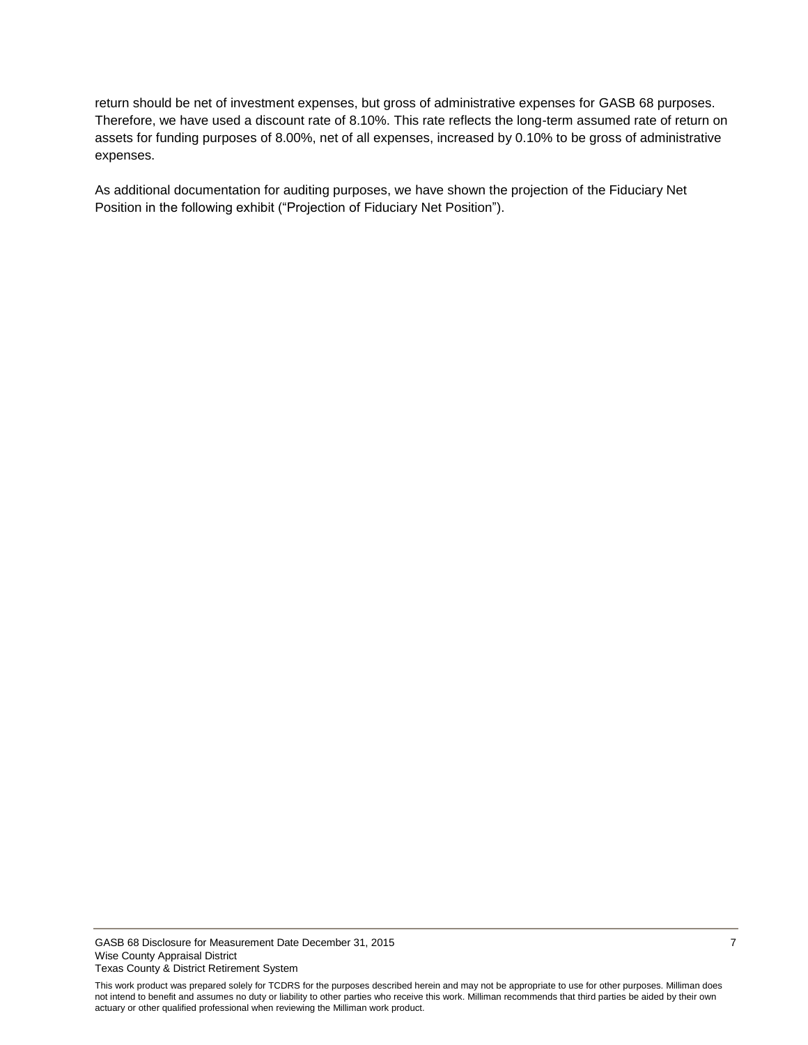return should be net of investment expenses, but gross of administrative expenses for GASB 68 purposes. Therefore, we have used a discount rate of 8.10%. This rate reflects the long-term assumed rate of return on assets for funding purposes of 8.00%, net of all expenses, increased by 0.10% to be gross of administrative expenses.

As additional documentation for auditing purposes, we have shown the projection of the Fiduciary Net Position in the following exhibit ("Projection of Fiduciary Net Position").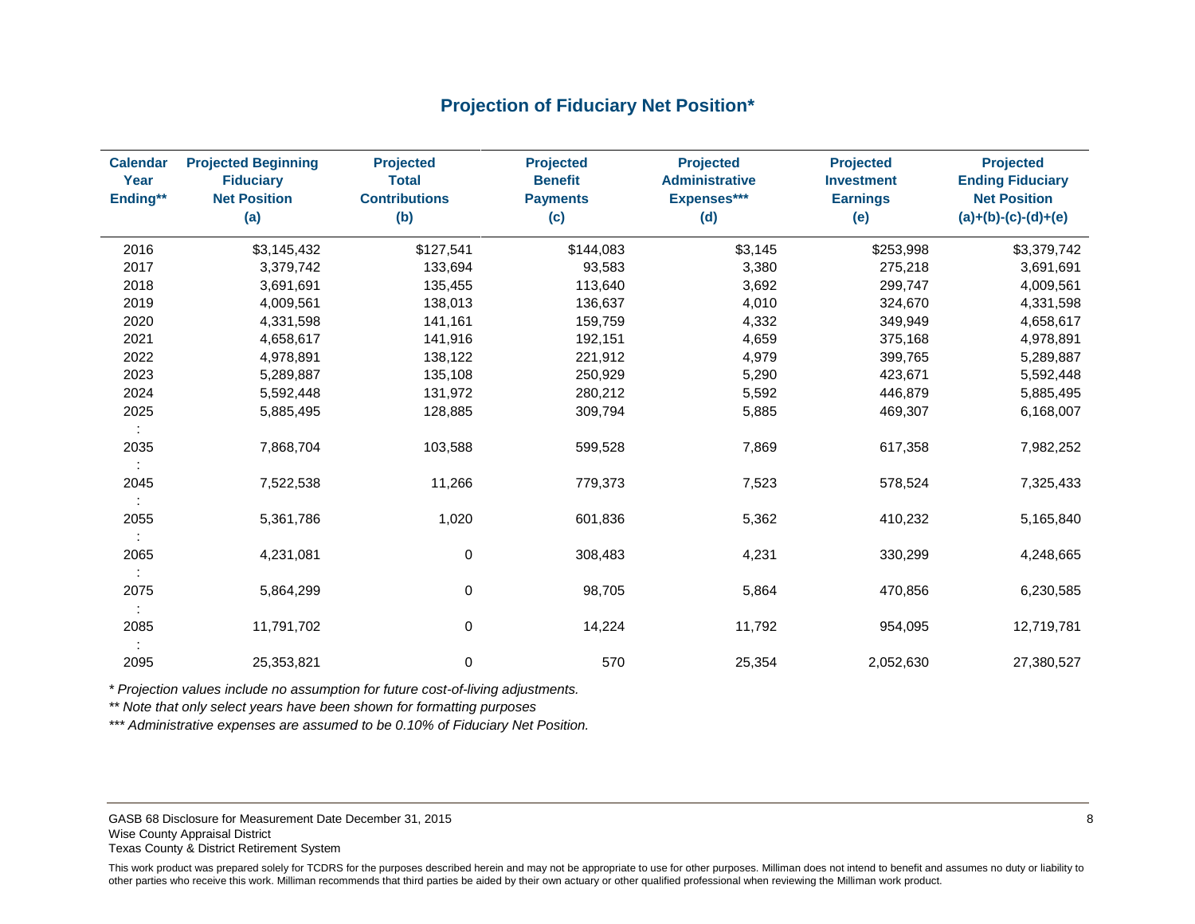## Projection of Fiduciary Net Position*

| Calendar Year Ending** | Projected Beginning Fiduciary Net Position (a) | Projected Total Contributions (b) | Projected Benefit Payments (c) | Projected Administrative Expenses*** (d) | Projected Investment Earnings (e) | Projected Ending Fiduciary Net Position (a)+(b)-(c)-(d)+(e) |
|---|---|---|---|---|---|---|
| 2016 | $3,145,432 | $127,541 | $144,083 | $3,145 | $253,998 | $3,379,742 |
| 2017 | 3,379,742 | 133,694 | 93,583 | 3,380 | 275,218 | 3,691,691 |
| 2018 | 3,691,691 | 135,455 | 113,640 | 3,692 | 299,747 | 4,009,561 |
| 2019 | 4,009,561 | 138,013 | 136,637 | 4,010 | 324,670 | 4,331,598 |
| 2020 | 4,331,598 | 141,161 | 159,759 | 4,332 | 349,949 | 4,658,617 |
| 2021 | 4,658,617 | 141,916 | 192,151 | 4,659 | 375,168 | 4,978,891 |
| 2022 | 4,978,891 | 138,122 | 221,912 | 4,979 | 399,765 | 5,289,887 |
| 2023 | 5,289,887 | 135,108 | 250,929 | 5,290 | 423,671 | 5,592,448 |
| 2024 | 5,592,448 | 131,972 | 280,212 | 5,592 | 446,879 | 5,885,495 |
| 2025 | 5,885,495 | 128,885 | 309,794 | 5,885 | 469,307 | 6,168,007 |
| : | | | | | | |
| 2035 | 7,868,704 | 103,588 | 599,528 | 7,869 | 617,358 | 7,982,252 |
| : | | | | | | |
| 2045 | 7,522,538 | 11,266 | 779,373 | 7,523 | 578,524 | 7,325,433 |
| : | | | | | | |
| 2055 | 5,361,786 | 1,020 | 601,836 | 5,362 | 410,232 | 5,165,840 |
| : | | | | | | |
| 2065 | 4,231,081 | 0 | 308,483 | 4,231 | 330,299 | 4,248,665 |
| : | | | | | | |
| 2075 | 5,864,299 | 0 | 98,705 | 5,864 | 470,856 | 6,230,585 |
| : | | | | | | |
| 2085 | 11,791,702 | 0 | 14,224 | 11,792 | 954,095 | 12,719,781 |
| : | | | | | | |
| 2095 | 25,353,821 | 0 | 570 | 25,354 | 2,052,630 | 27,380,527 |

*\* Projection values include no assumption for future cost-of-living adjustments.*

*\*\* Note that only select years have been shown for formatting purposes*

*\*\*\* Administrative expenses are assumed to be 0.10% of Fiduciary Net Position.*

This work product was prepared solely for TCDRS for the purposes described herein and may not be appropriate to use for other purposes. Milliman does not intend to benefit and assumes no duty or liability to other parties who receive this work. Milliman recommends that third parties be aided by their own actuary or other qualified professional when reviewing the Milliman work product.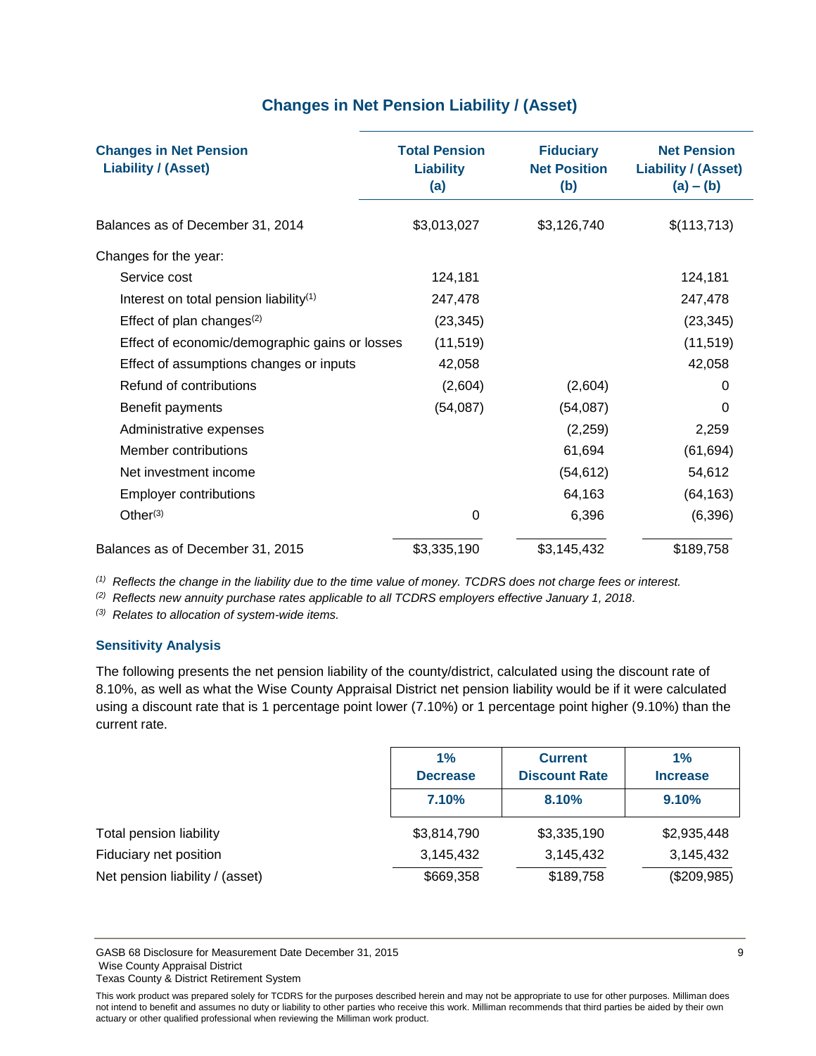## Changes in Net Pension Liability / (Asset)

| Changes in Net Pension Liability / (Asset) | Total Pension Liability (a) | Fiduciary Net Position (b) | Net Pension Liability / (Asset) (a) – (b) |
|---|---|---|---|
| Balances as of December 31, 2014 | $3,013,027 | $3,126,740 | $(113,713) |
| Changes for the year: | | | |
| Service cost | 124,181 | | 124,181 |
| Interest on total pension liability[1] | 247,478 | | 247,478 |
| Effect of plan changes[2] | (23,345) | | (23,345) |
| Effect of economic/demographic gains or losses | (11,519) | | (11,519) |
| Effect of assumptions changes or inputs | 42,058 | | 42,058 |
| Refund of contributions | (2,604) | (2,604) | 0 |
| Benefit payments | (54,087) | (54,087) | 0 |
| Administrative expenses | | (2,259) | 2,259 |
| Member contributions | | 61,694 | (61,694) |
| Net investment income | | (54,612) | 54,612 |
| Employer contributions | | 64,163 | (64,163) |
| Other[3] | 0 | 6,396 | (6,396) |
| Balances as of December 31, 2015 | $3,335,190 | $3,145,432 | $189,758 |

[1] *Reflects the change in the liability due to the time value of money. TCDRS does not charge fees or interest.*

[2] *Reflects new annuity purchase rates applicable to all TCDRS employers effective January 1, 2018.*

[3] *Relates to allocation of system-wide items.*

### Sensitivity Analysis

The following presents the net pension liability of the county/district, calculated using the discount rate of 8.10%, as well as what the Wise County Appraisal District net pension liability would be if it were calculated using a discount rate that is 1 percentage point lower (7.10%) or 1 percentage point higher (9.10%) than the current rate.

| | 1% Decrease | Current Discount Rate | 1% Increase |
|---|---|---|---|
| | 7.10% | 8.10% | 9.10% |
| Total pension liability | $3,814,790 | $3,335,190 | $2,935,448 |
| Fiduciary net position | 3,145,432 | 3,145,432 | 3,145,432 |
| Net pension liability / (asset) | $669,358 | $189,758 | ($209,985) |

This work product was prepared solely for TCDRS for the purposes described herein and may not be appropriate to use for other purposes. Milliman does not intend to benefit and assumes no duty or liability to other parties who receive this work. Milliman recommends that third parties be aided by their own actuary or other qualified professional when reviewing the Milliman work product.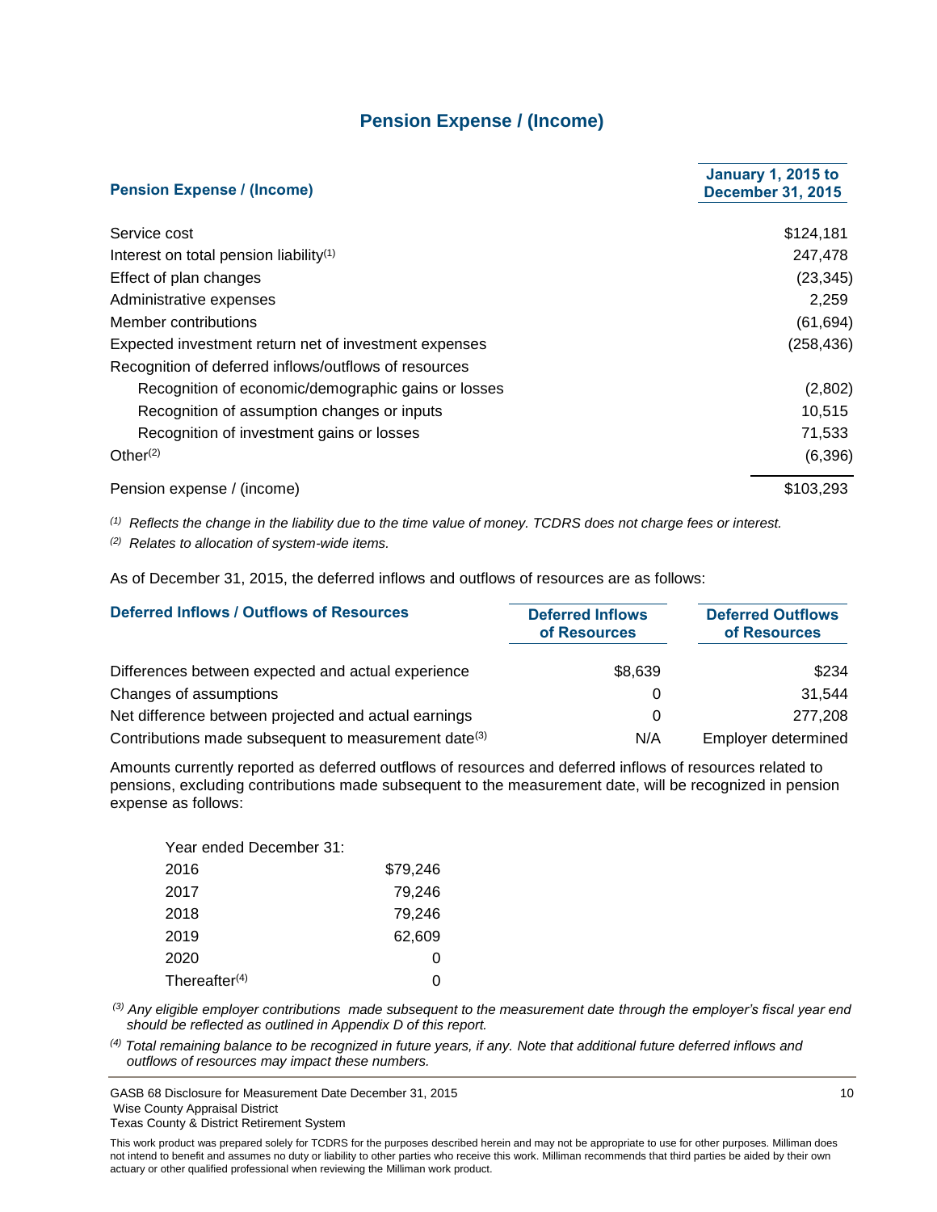## Pension Expense / (Income)

| Pension Expense / (Income) | January 1, 2015 to December 31, 2015 |
|---|---|
| Service cost | $124,181 |
| Interest on total pension liability[(1)] | 247,478 |
| Effect of plan changes | (23,345) |
| Administrative expenses | 2,259 |
| Member contributions | (61,694) |
| Expected investment return net of investment expenses | (258,436) |
| Recognition of deferred inflows/outflows of resources | |
| Recognition of economic/demographic gains or losses | (2,802) |
| Recognition of assumption changes or inputs | 10,515 |
| Recognition of investment gains or losses | 71,533 |
| Other[(2)] | (6,396) |
| Pension expense / (income) | $103,293 |

*[(1)] Reflects the change in the liability due to the time value of money. TCDRS does not charge fees or interest.*

*[(2)] Relates to allocation of system-wide items.*

As of December 31, 2015, the deferred inflows and outflows of resources are as follows:

| Deferred Inflows / Outflows of Resources | Deferred Inflows of Resources | Deferred Outflows of Resources |
|---|---|---|
| Differences between expected and actual experience | $8,639 | $234 |
| Changes of assumptions | 0 | 31,544 |
| Net difference between projected and actual earnings | 0 | 277,208 |
| Contributions made subsequent to measurement date[(3)] | N/A | Employer determined |

Amounts currently reported as deferred outflows of resources and deferred inflows of resources related to pensions, excluding contributions made subsequent to the measurement date, will be recognized in pension expense as follows:

| Year ended December 31: | |
|---|---|
| 2016 | $79,246 |
| 2017 | 79,246 |
| 2018 | 79,246 |
| 2019 | 62,609 |
| 2020 | 0 |
| Thereafter[(4)] | 0 |

*[(3)] Any eligible employer contributions made subsequent to the measurement date through the employer's fiscal year end should be reflected as outlined in Appendix D of this report.*

*[(4)] Total remaining balance to be recognized in future years, if any. Note that additional future deferred inflows and outflows of resources may impact these numbers.*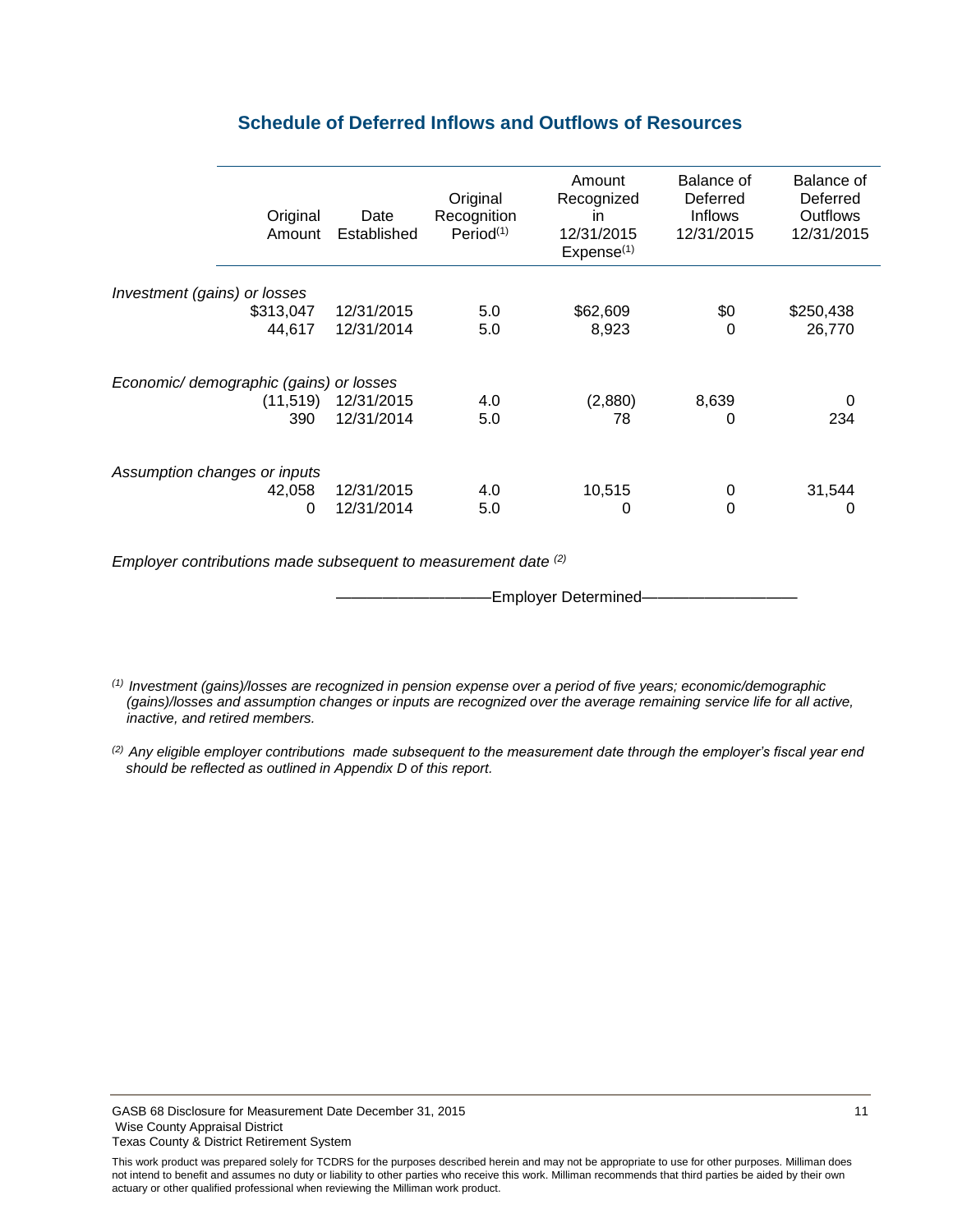## Schedule of Deferred Inflows and Outflows of Resources

| | Original Amount | Date Established | Original Recognition Period[(1)] | Amount Recognized in 12/31/2015 Expense[(1)] | Balance of Deferred Inflows 12/31/2015 | Balance of Deferred Outflows 12/31/2015 |
|---|---|---|---|---|---|---|
| *Investment (gains) or losses* | | | | | | |
| | $313,047 | 12/31/2015 | 5.0 | $62,609 | $0 | $250,438 |
| | 44,617 | 12/31/2014 | 5.0 | 8,923 | 0 | 26,770 |
| *Economic/ demographic (gains) or losses* | | | | | | |
| | (11,519) | 12/31/2015 | 4.0 | (2,880) | 8,639 | 0 |
| | 390 | 12/31/2014 | 5.0 | 78 | 0 | 234 |
| *Assumption changes or inputs* | | | | | | |
| | 42,058 | 12/31/2015 | 4.0 | 10,515 | 0 | 31,544 |
| | 0 | 12/31/2014 | 5.0 | 0 | 0 | 0 |
| *Employer contributions made subsequent to measurement date* [(2)] | | | | | | |
| | | | ——————Employer Determined—————— | | | |

*[(1)] Investment (gains)/losses are recognized in pension expense over a period of five years; economic/demographic (gains)/losses and assumption changes or inputs are recognized over the average remaining service life for all active, inactive, and retired members.*

*[(2)] Any eligible employer contributions made subsequent to the measurement date through the employer's fiscal year end should be reflected as outlined in Appendix D of this report.*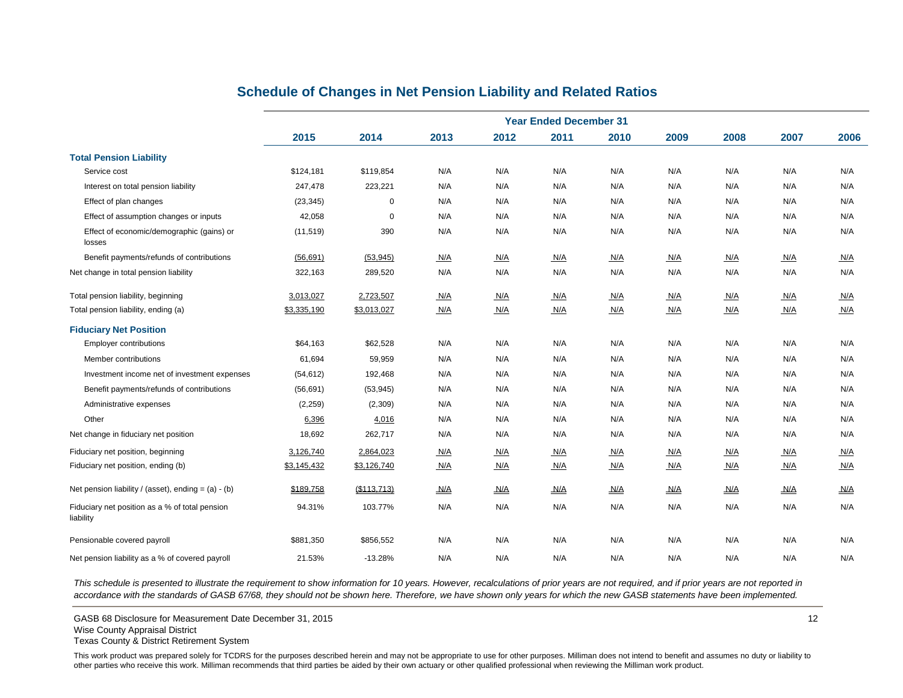## Schedule of Changes in Net Pension Liability and Related Ratios

| | Year Ended December 31 | | | | | | | | | |
|---|---|---|---|---|---|---|---|---|---|---|
| | 2015 | 2014 | 2013 | 2012 | 2011 | 2010 | 2009 | 2008 | 2007 | 2006 |
| **Total Pension Liability** | | | | | | | | | | |
| Service cost | $124,181 | $119,854 | N/A | N/A | N/A | N/A | N/A | N/A | N/A | N/A |
| Interest on total pension liability | 247,478 | 223,221 | N/A | N/A | N/A | N/A | N/A | N/A | N/A | N/A |
| Effect of plan changes | (23,345) | 0 | N/A | N/A | N/A | N/A | N/A | N/A | N/A | N/A |
| Effect of assumption changes or inputs | 42,058 | 0 | N/A | N/A | N/A | N/A | N/A | N/A | N/A | N/A |
| Effect of economic/demographic (gains) or losses | (11,519) | 390 | N/A | N/A | N/A | N/A | N/A | N/A | N/A | N/A |
| Benefit payments/refunds of contributions | (56,691) | (53,945) | N/A | N/A | N/A | N/A | N/A | N/A | N/A | N/A |
| Net change in total pension liability | 322,163 | 289,520 | N/A | N/A | N/A | N/A | N/A | N/A | N/A | N/A |
| Total pension liability, beginning | 3,013,027 | 2,723,507 | N/A | N/A | N/A | N/A | N/A | N/A | N/A | N/A |
| Total pension liability, ending (a) | $3,335,190 | $3,013,027 | N/A | N/A | N/A | N/A | N/A | N/A | N/A | N/A |
| **Fiduciary Net Position** | | | | | | | | | | |
| Employer contributions | $64,163 | $62,528 | N/A | N/A | N/A | N/A | N/A | N/A | N/A | N/A |
| Member contributions | 61,694 | 59,959 | N/A | N/A | N/A | N/A | N/A | N/A | N/A | N/A |
| Investment income net of investment expenses | (54,612) | 192,468 | N/A | N/A | N/A | N/A | N/A | N/A | N/A | N/A |
| Benefit payments/refunds of contributions | (56,691) | (53,945) | N/A | N/A | N/A | N/A | N/A | N/A | N/A | N/A |
| Administrative expenses | (2,259) | (2,309) | N/A | N/A | N/A | N/A | N/A | N/A | N/A | N/A |
| Other | 6,396 | 4,016 | N/A | N/A | N/A | N/A | N/A | N/A | N/A | N/A |
| Net change in fiduciary net position | 18,692 | 262,717 | N/A | N/A | N/A | N/A | N/A | N/A | N/A | N/A |
| Fiduciary net position, beginning | 3,126,740 | 2,864,023 | N/A | N/A | N/A | N/A | N/A | N/A | N/A | N/A |
| Fiduciary net position, ending (b) | $3,145,432 | $3,126,740 | N/A | N/A | N/A | N/A | N/A | N/A | N/A | N/A |
| Net pension liability / (asset), ending = (a) - (b) | $189,758 | ($113,713) | N/A | N/A | N/A | N/A | N/A | N/A | N/A | N/A |
| Fiduciary net position as a % of total pension liability | 94.31% | 103.77% | N/A | N/A | N/A | N/A | N/A | N/A | N/A | N/A |
| Pensionable covered payroll | $881,350 | $856,552 | N/A | N/A | N/A | N/A | N/A | N/A | N/A | N/A |
| Net pension liability as a % of covered payroll | 21.53% | -13.28% | N/A | N/A | N/A | N/A | N/A | N/A | N/A | N/A |

*This schedule is presented to illustrate the requirement to show information for 10 years. However, recalculations of prior years are not required, and if prior years are not reported in accordance with the standards of GASB 67/68, they should not be shown here. Therefore, we have shown only years for which the new GASB statements have been implemented.*

GASB 68 Disclosure for Measurement Date December 31, 2015
Wise County Appraisal District
Texas County & District Retirement System

This work product was prepared solely for TCDRS for the purposes described herein and may not be appropriate to use for other purposes. Milliman does not intend to benefit and assumes no duty or liability to other parties who receive this work. Milliman recommends that third parties be aided by their own actuary or other qualified professional when reviewing the Milliman work product.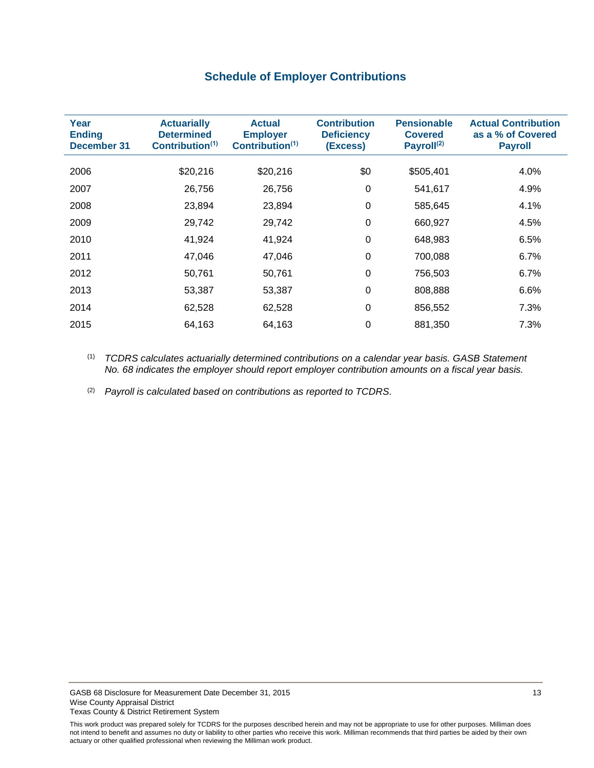## Schedule of Employer Contributions

| Year Ending December 31 | Actuarially Determined Contribution(1) | Actual Employer Contribution(1) | Contribution Deficiency (Excess) | Pensionable Covered Payroll(2) | Actual Contribution as a % of Covered Payroll |
|---|---|---|---|---|---|
| 2006 | $20,216 | $20,216 | $0 | $505,401 | 4.0% |
| 2007 | 26,756 | 26,756 | 0 | 541,617 | 4.9% |
| 2008 | 23,894 | 23,894 | 0 | 585,645 | 4.1% |
| 2009 | 29,742 | 29,742 | 0 | 660,927 | 4.5% |
| 2010 | 41,924 | 41,924 | 0 | 648,983 | 6.5% |
| 2011 | 47,046 | 47,046 | 0 | 700,088 | 6.7% |
| 2012 | 50,761 | 50,761 | 0 | 756,503 | 6.7% |
| 2013 | 53,387 | 53,387 | 0 | 808,888 | 6.6% |
| 2014 | 62,528 | 62,528 | 0 | 856,552 | 7.3% |
| 2015 | 64,163 | 64,163 | 0 | 881,350 | 7.3% |

(1) *TCDRS calculates actuarially determined contributions on a calendar year basis. GASB Statement No. 68 indicates the employer should report employer contribution amounts on a fiscal year basis.*

(2) *Payroll is calculated based on contributions as reported to TCDRS.*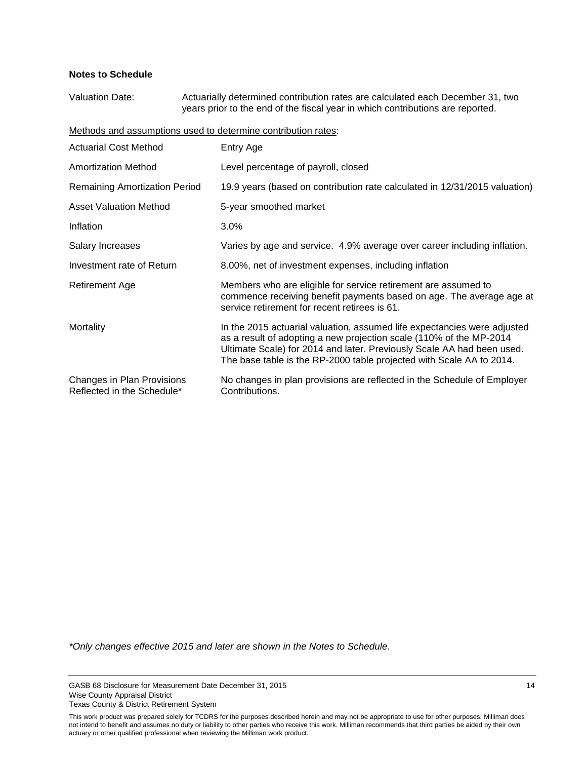**Notes to Schedule**

Valuation Date: Actuarially determined contribution rates are calculated each December 31, two years prior to the end of the fiscal year in which contributions are reported.

<u>Methods and assumptions used to determine contribution rates</u>:

| | |
|---|---|
| Actuarial Cost Method | Entry Age |
| Amortization Method | Level percentage of payroll, closed |
| Remaining Amortization Period | 19.9 years (based on contribution rate calculated in 12/31/2015 valuation) |
| Asset Valuation Method | 5-year smoothed market |
| Inflation | 3.0% |
| Salary Increases | Varies by age and service. 4.9% average over career including inflation. |
| Investment rate of Return | 8.00%, net of investment expenses, including inflation |
| Retirement Age | Members who are eligible for service retirement are assumed to commence receiving benefit payments based on age. The average age at service retirement for recent retirees is 61. |
| Mortality | In the 2015 actuarial valuation, assumed life expectancies were adjusted as a result of adopting a new projection scale (110% of the MP-2014 Ultimate Scale) for 2014 and later. Previously Scale AA had been used. The base table is the RP-2000 table projected with Scale AA to 2014. |
| Changes in Plan Provisions Reflected in the Schedule* | No changes in plan provisions are reflected in the Schedule of Employer Contributions. |

*\*Only changes effective 2015 and later are shown in the Notes to Schedule.*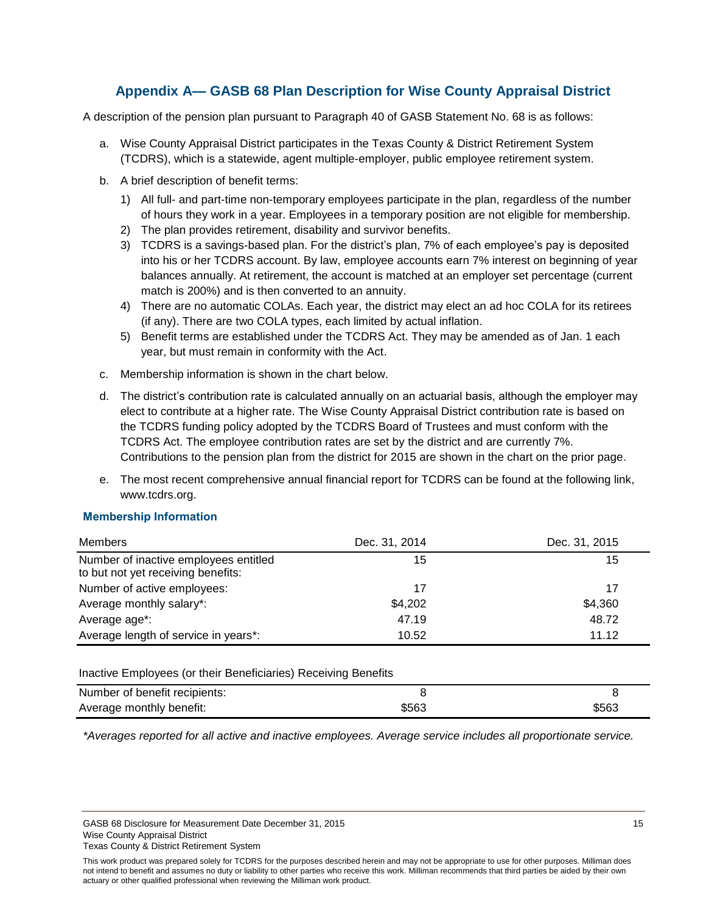## Appendix A— GASB 68 Plan Description for Wise County Appraisal District

A description of the pension plan pursuant to Paragraph 40 of GASB Statement No. 68 is as follows:

a. Wise County Appraisal District participates in the Texas County & District Retirement System (TCDRS), which is a statewide, agent multiple-employer, public employee retirement system.

b. A brief description of benefit terms:

   1) All full- and part-time non-temporary employees participate in the plan, regardless of the number of hours they work in a year. Employees in a temporary position are not eligible for membership.
   2) The plan provides retirement, disability and survivor benefits.
   3) TCDRS is a savings-based plan. For the district's plan, 7% of each employee's pay is deposited into his or her TCDRS account. By law, employee accounts earn 7% interest on beginning of year balances annually. At retirement, the account is matched at an employer set percentage (current match is 200%) and is then converted to an annuity.
   4) There are no automatic COLAs. Each year, the district may elect an ad hoc COLA for its retirees (if any). There are two COLA types, each limited by actual inflation.
   5) Benefit terms are established under the TCDRS Act. They may be amended as of Jan. 1 each year, but must remain in conformity with the Act.

c. Membership information is shown in the chart below.

d. The district's contribution rate is calculated annually on an actuarial basis, although the employer may elect to contribute at a higher rate. The Wise County Appraisal District contribution rate is based on the TCDRS funding policy adopted by the TCDRS Board of Trustees and must conform with the TCDRS Act. The employee contribution rates are set by the district and are currently 7%. Contributions to the pension plan from the district for 2015 are shown in the chart on the prior page.

e. The most recent comprehensive annual financial report for TCDRS can be found at the following link, www.tcdrs.org.

### Membership Information

| Members | Dec. 31, 2014 | Dec. 31, 2015 |
|---|---|---|
| Number of inactive employees entitled to but not yet receiving benefits: | 15 | 15 |
| Number of active employees: | 17 | 17 |
| Average monthly salary*: | $4,202 | $4,360 |
| Average age*: | 47.19 | 48.72 |
| Average length of service in years*: | 10.52 | 11.12 |

| Inactive Employees (or their Beneficiaries) Receiving Benefits | | |
|---|---|---|
| Number of benefit recipients: | 8 | 8 |
| Average monthly benefit: | $563 | $563 |

*\*Averages reported for all active and inactive employees. Average service includes all proportionate service.*

This work product was prepared solely for TCDRS for the purposes described herein and may not be appropriate to use for other purposes. Milliman does not intend to benefit and assumes no duty or liability to other parties who receive this work. Milliman recommends that third parties be aided by their own actuary or other qualified professional when reviewing the Milliman work product.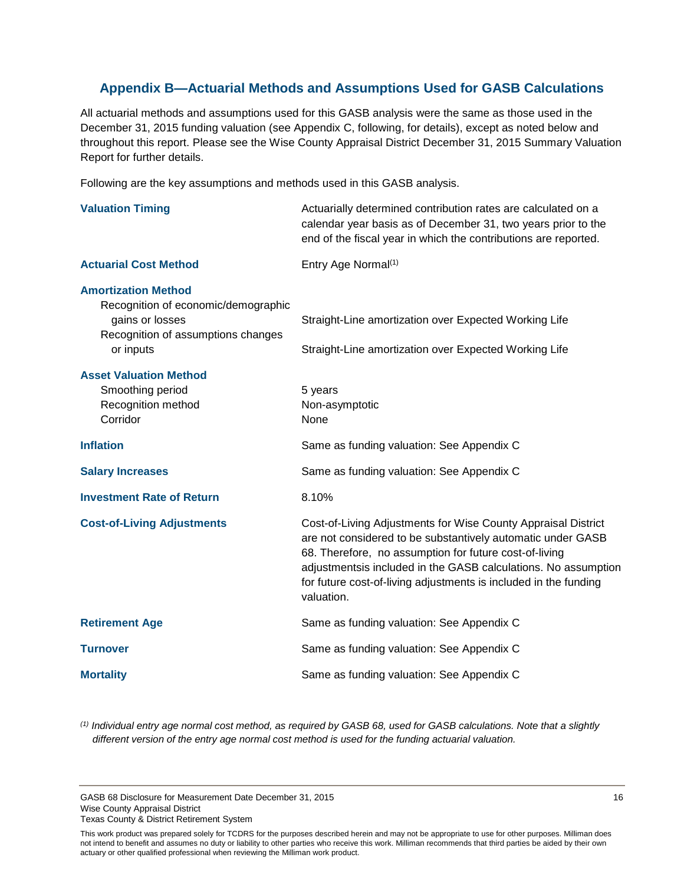## Appendix B—Actuarial Methods and Assumptions Used for GASB Calculations

All actuarial methods and assumptions used for this GASB analysis were the same as those used in the December 31, 2015 funding valuation (see Appendix C, following, for details), except as noted below and throughout this report. Please see the Wise County Appraisal District December 31, 2015 Summary Valuation Report for further details.

Following are the key assumptions and methods used in this GASB analysis.

| | |
|---|---|
| **Valuation Timing** | Actuarially determined contribution rates are calculated on a calendar year basis as of December 31, two years prior to the end of the fiscal year in which the contributions are reported. |
| **Actuarial Cost Method** | Entry Age Normal[1] |
| **Amortization Method** | |
| Recognition of economic/demographic gains or losses | Straight-Line amortization over Expected Working Life |
| Recognition of assumptions changes or inputs | Straight-Line amortization over Expected Working Life |
| **Asset Valuation Method** | |
| Smoothing period | 5 years |
| Recognition method | Non-asymptotic |
| Corridor | None |
| **Inflation** | Same as funding valuation: See Appendix C |
| **Salary Increases** | Same as funding valuation: See Appendix C |
| **Investment Rate of Return** | 8.10% |
| **Cost-of-Living Adjustments** | Cost-of-Living Adjustments for Wise County Appraisal District are not considered to be substantively automatic under GASB 68. Therefore, no assumption for future cost-of-living adjustmentsis included in the GASB calculations. No assumption for future cost-of-living adjustments is included in the funding valuation. |
| **Retirement Age** | Same as funding valuation: See Appendix C |
| **Turnover** | Same as funding valuation: See Appendix C |
| **Mortality** | Same as funding valuation: See Appendix C |

*[1] Individual entry age normal cost method, as required by GASB 68, used for GASB calculations. Note that a slightly different version of the entry age normal cost method is used for the funding actuarial valuation.*

This work product was prepared solely for TCDRS for the purposes described herein and may not be appropriate to use for other purposes. Milliman does not intend to benefit and assumes no duty or liability to other parties who receive this work. Milliman recommends that third parties be aided by their own actuary or other qualified professional when reviewing the Milliman work product.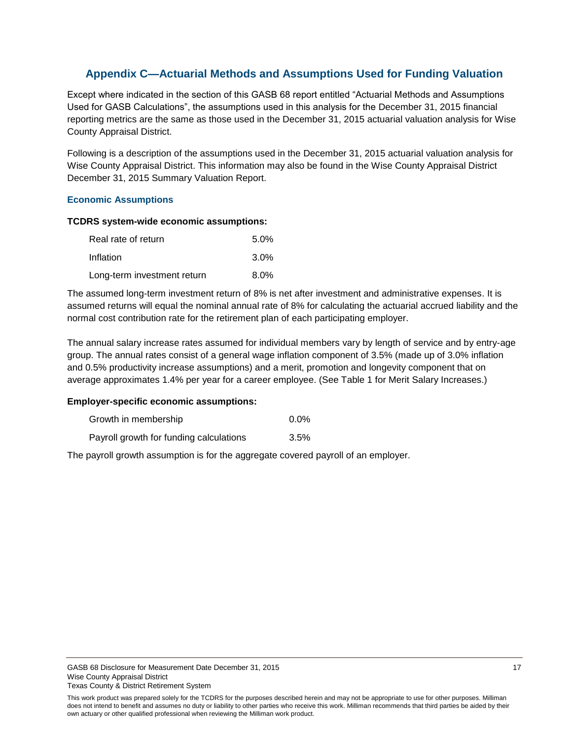## Appendix C—Actuarial Methods and Assumptions Used for Funding Valuation

Except where indicated in the section of this GASB 68 report entitled "Actuarial Methods and Assumptions Used for GASB Calculations", the assumptions used in this analysis for the December 31, 2015 financial reporting metrics are the same as those used in the December 31, 2015 actuarial valuation analysis for Wise County Appraisal District.

Following is a description of the assumptions used in the December 31, 2015 actuarial valuation analysis for Wise County Appraisal District. This information may also be found in the Wise County Appraisal District December 31, 2015 Summary Valuation Report.

### Economic Assumptions

**TCDRS system-wide economic assumptions:**

| | |
|---|---|
| Real rate of return | 5.0% |
| Inflation | 3.0% |
| Long-term investment return | 8.0% |

The assumed long-term investment return of 8% is net after investment and administrative expenses. It is assumed returns will equal the nominal annual rate of 8% for calculating the actuarial accrued liability and the normal cost contribution rate for the retirement plan of each participating employer.

The annual salary increase rates assumed for individual members vary by length of service and by entry-age group. The annual rates consist of a general wage inflation component of 3.5% (made up of 3.0% inflation and 0.5% productivity increase assumptions) and a merit, promotion and longevity component that on average approximates 1.4% per year for a career employee. (See Table 1 for Merit Salary Increases.)

**Employer-specific economic assumptions:**

| | |
|---|---|
| Growth in membership | 0.0% |
| Payroll growth for funding calculations | 3.5% |

The payroll growth assumption is for the aggregate covered payroll of an employer.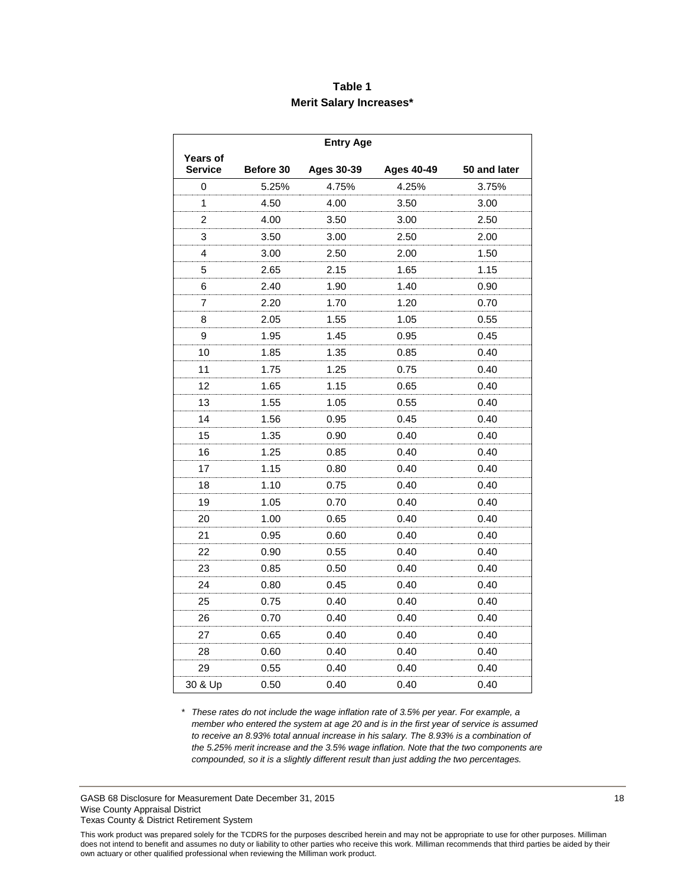**Table 1**
**Merit Salary Increases***

| | Entry Age | | | |
|---|---|---|---|---|
| Years of Service | Before 30 | Ages 30-39 | Ages 40-49 | 50 and later |
| 0 | 5.25% | 4.75% | 4.25% | 3.75% |
| 1 | 4.50 | 4.00 | 3.50 | 3.00 |
| 2 | 4.00 | 3.50 | 3.00 | 2.50 |
| 3 | 3.50 | 3.00 | 2.50 | 2.00 |
| 4 | 3.00 | 2.50 | 2.00 | 1.50 |
| 5 | 2.65 | 2.15 | 1.65 | 1.15 |
| 6 | 2.40 | 1.90 | 1.40 | 0.90 |
| 7 | 2.20 | 1.70 | 1.20 | 0.70 |
| 8 | 2.05 | 1.55 | 1.05 | 0.55 |
| 9 | 1.95 | 1.45 | 0.95 | 0.45 |
| 10 | 1.85 | 1.35 | 0.85 | 0.40 |
| 11 | 1.75 | 1.25 | 0.75 | 0.40 |
| 12 | 1.65 | 1.15 | 0.65 | 0.40 |
| 13 | 1.55 | 1.05 | 0.55 | 0.40 |
| 14 | 1.56 | 0.95 | 0.45 | 0.40 |
| 15 | 1.35 | 0.90 | 0.40 | 0.40 |
| 16 | 1.25 | 0.85 | 0.40 | 0.40 |
| 17 | 1.15 | 0.80 | 0.40 | 0.40 |
| 18 | 1.10 | 0.75 | 0.40 | 0.40 |
| 19 | 1.05 | 0.70 | 0.40 | 0.40 |
| 20 | 1.00 | 0.65 | 0.40 | 0.40 |
| 21 | 0.95 | 0.60 | 0.40 | 0.40 |
| 22 | 0.90 | 0.55 | 0.40 | 0.40 |
| 23 | 0.85 | 0.50 | 0.40 | 0.40 |
| 24 | 0.80 | 0.45 | 0.40 | 0.40 |
| 25 | 0.75 | 0.40 | 0.40 | 0.40 |
| 26 | 0.70 | 0.40 | 0.40 | 0.40 |
| 27 | 0.65 | 0.40 | 0.40 | 0.40 |
| 28 | 0.60 | 0.40 | 0.40 | 0.40 |
| 29 | 0.55 | 0.40 | 0.40 | 0.40 |
| 30 & Up | 0.50 | 0.40 | 0.40 | 0.40 |

\* *These rates do not include the wage inflation rate of 3.5% per year. For example, a member who entered the system at age 20 and is in the first year of service is assumed to receive an 8.93% total annual increase in his salary. The 8.93% is a combination of the 5.25% merit increase and the 3.5% wage inflation. Note that the two components are compounded, so it is a slightly different result than just adding the two percentages.*

GASB 68 Disclosure for Measurement Date December 31, 2015
Wise County Appraisal District
Texas County & District Retirement System

This work product was prepared solely for the TCDRS for the purposes described herein and may not be appropriate to use for other purposes. Milliman does not intend to benefit and assumes no duty or liability to other parties who receive this work. Milliman recommends that third parties be aided by their own actuary or other qualified professional when reviewing the Milliman work product.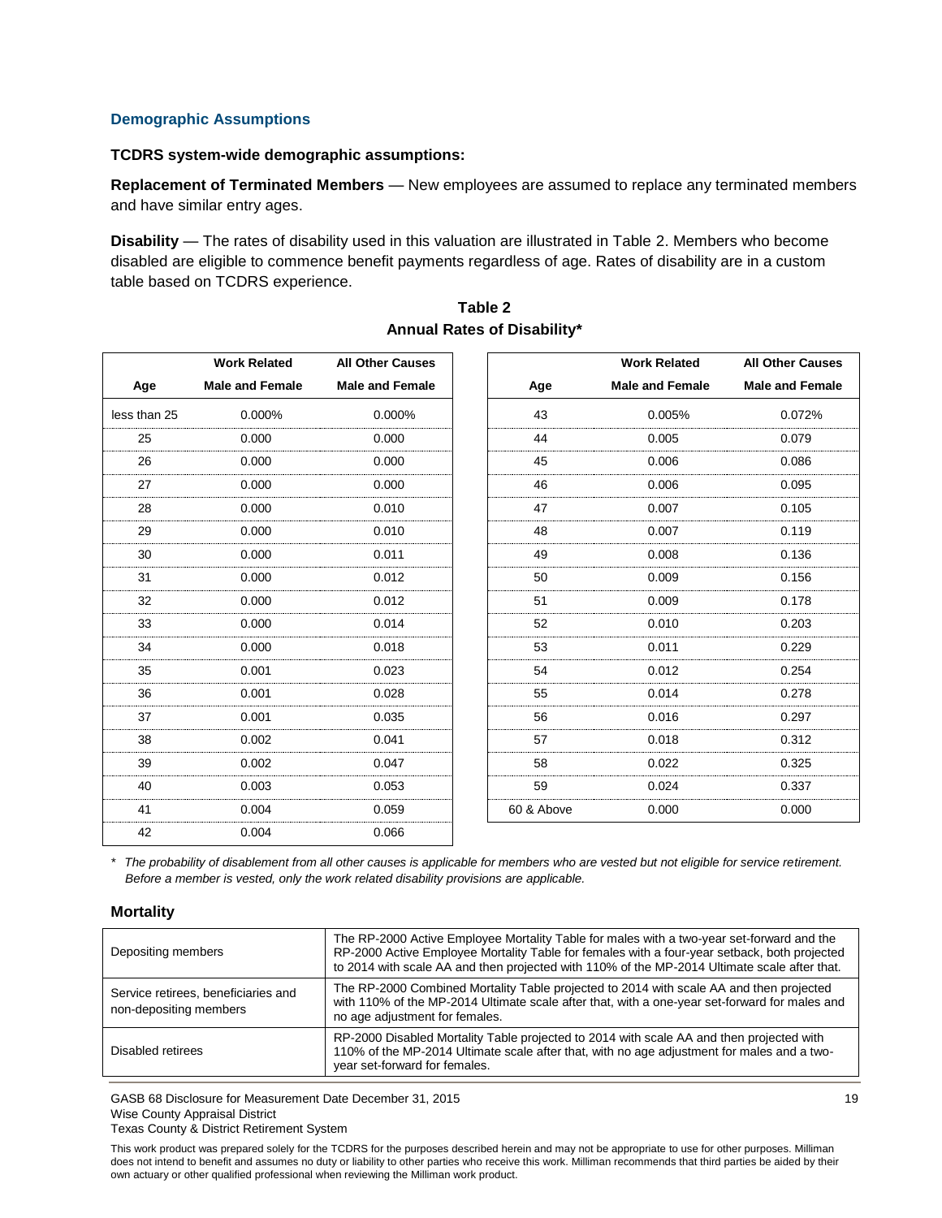### Demographic Assumptions

**TCDRS system-wide demographic assumptions:**

**Replacement of Terminated Members** — New employees are assumed to replace any terminated members and have similar entry ages.

**Disability** — The rates of disability used in this valuation are illustrated in Table 2. Members who become disabled are eligible to commence benefit payments regardless of age. Rates of disability are in a custom table based on TCDRS experience.

**Table 2**
**Annual Rates of Disability***

| Age | Work Related Male and Female | All Other Causes Male and Female |
|---|---|---|
| less than 25 | 0.000% | 0.000% |
| 25 | 0.000 | 0.000 |
| 26 | 0.000 | 0.000 |
| 27 | 0.000 | 0.000 |
| 28 | 0.000 | 0.010 |
| 29 | 0.000 | 0.010 |
| 30 | 0.000 | 0.011 |
| 31 | 0.000 | 0.012 |
| 32 | 0.000 | 0.012 |
| 33 | 0.000 | 0.014 |
| 34 | 0.000 | 0.018 |
| 35 | 0.001 | 0.023 |
| 36 | 0.001 | 0.028 |
| 37 | 0.001 | 0.035 |
| 38 | 0.002 | 0.041 |
| 39 | 0.002 | 0.047 |
| 40 | 0.003 | 0.053 |
| 41 | 0.004 | 0.059 |
| 42 | 0.004 | 0.066 |
| 43 | 0.005% | 0.072% |
| 44 | 0.005 | 0.079 |
| 45 | 0.006 | 0.086 |
| 46 | 0.006 | 0.095 |
| 47 | 0.007 | 0.105 |
| 48 | 0.007 | 0.119 |
| 49 | 0.008 | 0.136 |
| 50 | 0.009 | 0.156 |
| 51 | 0.009 | 0.178 |
| 52 | 0.010 | 0.203 |
| 53 | 0.011 | 0.229 |
| 54 | 0.012 | 0.254 |
| 55 | 0.014 | 0.278 |
| 56 | 0.016 | 0.297 |
| 57 | 0.018 | 0.312 |
| 58 | 0.022 | 0.325 |
| 59 | 0.024 | 0.337 |
| 60 & Above | 0.000 | 0.000 |

\* *The probability of disablement from all other causes is applicable for members who are vested but not eligible for service retirement. Before a member is vested, only the work related disability provisions are applicable.*

**Mortality**

| | |
|---|---|
| Depositing members | The RP-2000 Active Employee Mortality Table for males with a two-year set-forward and the RP-2000 Active Employee Mortality Table for females with a four-year setback, both projected to 2014 with scale AA and then projected with 110% of the MP-2014 Ultimate scale after that. |
| Service retirees, beneficiaries and non-depositing members | The RP-2000 Combined Mortality Table projected to 2014 with scale AA and then projected with 110% of the MP-2014 Ultimate scale after that, with a one-year set-forward for males and no age adjustment for females. |
| Disabled retirees | RP-2000 Disabled Mortality Table projected to 2014 with scale AA and then projected with 110% of the MP-2014 Ultimate scale after that, with no age adjustment for males and a two-year set-forward for females. |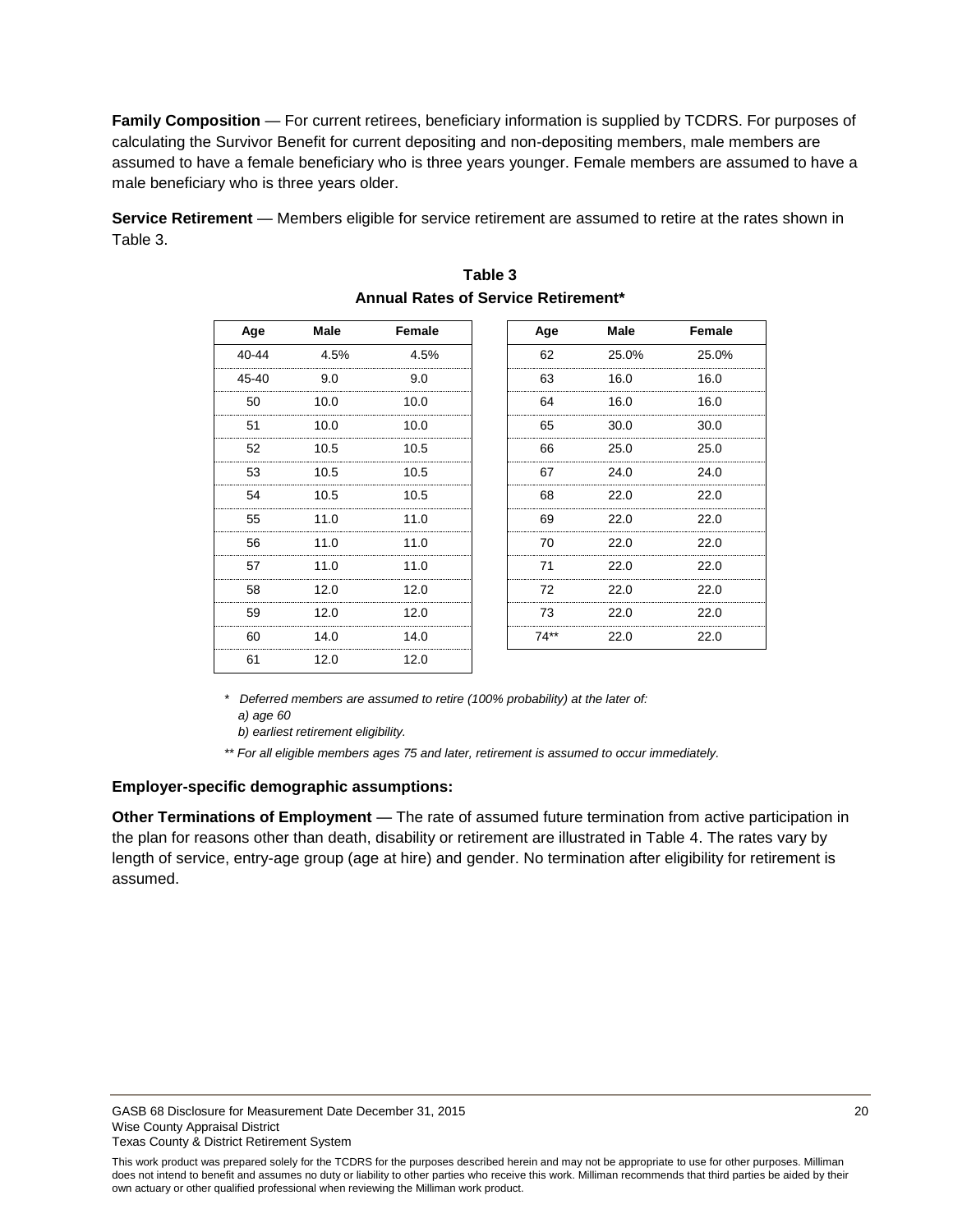**Family Composition** — For current retirees, beneficiary information is supplied by TCDRS. For purposes of calculating the Survivor Benefit for current depositing and non-depositing members, male members are assumed to have a female beneficiary who is three years younger. Female members are assumed to have a male beneficiary who is three years older.

**Service Retirement** — Members eligible for service retirement are assumed to retire at the rates shown in Table 3.

**Table 3**
**Annual Rates of Service Retirement***

| Age | Male | Female | Age | Male | Female |
|---|---|---|---|---|---|
| 40-44 | 4.5% | 4.5% | 62 | 25.0% | 25.0% |
| 45-40 | 9.0 | 9.0 | 63 | 16.0 | 16.0 |
| 50 | 10.0 | 10.0 | 64 | 16.0 | 16.0 |
| 51 | 10.0 | 10.0 | 65 | 30.0 | 30.0 |
| 52 | 10.5 | 10.5 | 66 | 25.0 | 25.0 |
| 53 | 10.5 | 10.5 | 67 | 24.0 | 24.0 |
| 54 | 10.5 | 10.5 | 68 | 22.0 | 22.0 |
| 55 | 11.0 | 11.0 | 69 | 22.0 | 22.0 |
| 56 | 11.0 | 11.0 | 70 | 22.0 | 22.0 |
| 57 | 11.0 | 11.0 | 71 | 22.0 | 22.0 |
| 58 | 12.0 | 12.0 | 72 | 22.0 | 22.0 |
| 59 | 12.0 | 12.0 | 73 | 22.0 | 22.0 |
| 60 | 14.0 | 14.0 | 74** | 22.0 | 22.0 |
| 61 | 12.0 | 12.0 | | | |

*\* Deferred members are assumed to retire (100% probability) at the later of:*
*a) age 60*
*b) earliest retirement eligibility.*

*\*\* For all eligible members ages 75 and later, retirement is assumed to occur immediately.*

**Employer-specific demographic assumptions:**

**Other Terminations of Employment** — The rate of assumed future termination from active participation in the plan for reasons other than death, disability or retirement are illustrated in Table 4. The rates vary by length of service, entry-age group (age at hire) and gender. No termination after eligibility for retirement is assumed.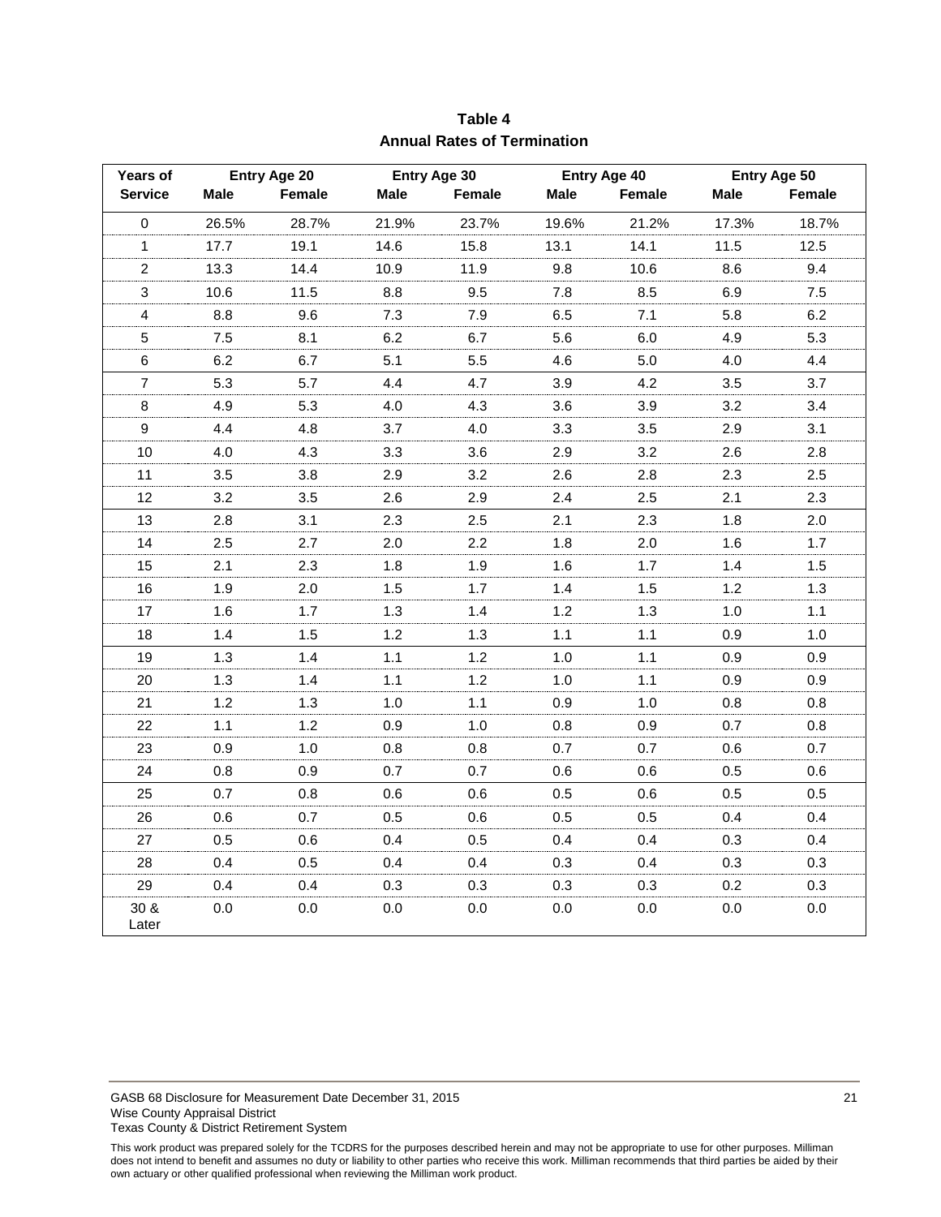**Table 4**
**Annual Rates of Termination**

| Years of Service | Entry Age 20 | | Entry Age 30 | | Entry Age 40 | | Entry Age 50 | |
|---|---|---|---|---|---|---|---|---|
| | Male | Female | Male | Female | Male | Female | Male | Female |
| 0 | 26.5% | 28.7% | 21.9% | 23.7% | 19.6% | 21.2% | 17.3% | 18.7% |
| 1 | 17.7 | 19.1 | 14.6 | 15.8 | 13.1 | 14.1 | 11.5 | 12.5 |
| 2 | 13.3 | 14.4 | 10.9 | 11.9 | 9.8 | 10.6 | 8.6 | 9.4 |
| 3 | 10.6 | 11.5 | 8.8 | 9.5 | 7.8 | 8.5 | 6.9 | 7.5 |
| 4 | 8.8 | 9.6 | 7.3 | 7.9 | 6.5 | 7.1 | 5.8 | 6.2 |
| 5 | 7.5 | 8.1 | 6.2 | 6.7 | 5.6 | 6.0 | 4.9 | 5.3 |
| 6 | 6.2 | 6.7 | 5.1 | 5.5 | 4.6 | 5.0 | 4.0 | 4.4 |
| 7 | 5.3 | 5.7 | 4.4 | 4.7 | 3.9 | 4.2 | 3.5 | 3.7 |
| 8 | 4.9 | 5.3 | 4.0 | 4.3 | 3.6 | 3.9 | 3.2 | 3.4 |
| 9 | 4.4 | 4.8 | 3.7 | 4.0 | 3.3 | 3.5 | 2.9 | 3.1 |
| 10 | 4.0 | 4.3 | 3.3 | 3.6 | 2.9 | 3.2 | 2.6 | 2.8 |
| 11 | 3.5 | 3.8 | 2.9 | 3.2 | 2.6 | 2.8 | 2.3 | 2.5 |
| 12 | 3.2 | 3.5 | 2.6 | 2.9 | 2.4 | 2.5 | 2.1 | 2.3 |
| 13 | 2.8 | 3.1 | 2.3 | 2.5 | 2.1 | 2.3 | 1.8 | 2.0 |
| 14 | 2.5 | 2.7 | 2.0 | 2.2 | 1.8 | 2.0 | 1.6 | 1.7 |
| 15 | 2.1 | 2.3 | 1.8 | 1.9 | 1.6 | 1.7 | 1.4 | 1.5 |
| 16 | 1.9 | 2.0 | 1.5 | 1.7 | 1.4 | 1.5 | 1.2 | 1.3 |
| 17 | 1.6 | 1.7 | 1.3 | 1.4 | 1.2 | 1.3 | 1.0 | 1.1 |
| 18 | 1.4 | 1.5 | 1.2 | 1.3 | 1.1 | 1.1 | 0.9 | 1.0 |
| 19 | 1.3 | 1.4 | 1.1 | 1.2 | 1.0 | 1.1 | 0.9 | 0.9 |
| 20 | 1.3 | 1.4 | 1.1 | 1.2 | 1.0 | 1.1 | 0.9 | 0.9 |
| 21 | 1.2 | 1.3 | 1.0 | 1.1 | 0.9 | 1.0 | 0.8 | 0.8 |
| 22 | 1.1 | 1.2 | 0.9 | 1.0 | 0.8 | 0.9 | 0.7 | 0.8 |
| 23 | 0.9 | 1.0 | 0.8 | 0.8 | 0.7 | 0.7 | 0.6 | 0.7 |
| 24 | 0.8 | 0.9 | 0.7 | 0.7 | 0.6 | 0.6 | 0.5 | 0.6 |
| 25 | 0.7 | 0.8 | 0.6 | 0.6 | 0.5 | 0.6 | 0.5 | 0.5 |
| 26 | 0.6 | 0.7 | 0.5 | 0.6 | 0.5 | 0.5 | 0.4 | 0.4 |
| 27 | 0.5 | 0.6 | 0.4 | 0.5 | 0.4 | 0.4 | 0.3 | 0.4 |
| 28 | 0.4 | 0.5 | 0.4 | 0.4 | 0.3 | 0.4 | 0.3 | 0.3 |
| 29 | 0.4 | 0.4 | 0.3 | 0.3 | 0.3 | 0.3 | 0.2 | 0.3 |
| 30 & Later | 0.0 | 0.0 | 0.0 | 0.0 | 0.0 | 0.0 | 0.0 | 0.0 |

GASB 68 Disclosure for Measurement Date December 31, 2015
Wise County Appraisal District
Texas County & District Retirement System

This work product was prepared solely for the TCDRS for the purposes described herein and may not be appropriate to use for other purposes. Milliman does not intend to benefit and assumes no duty or liability to other parties who receive this work. Milliman recommends that third parties be aided by their own actuary or other qualified professional when reviewing the Milliman work product.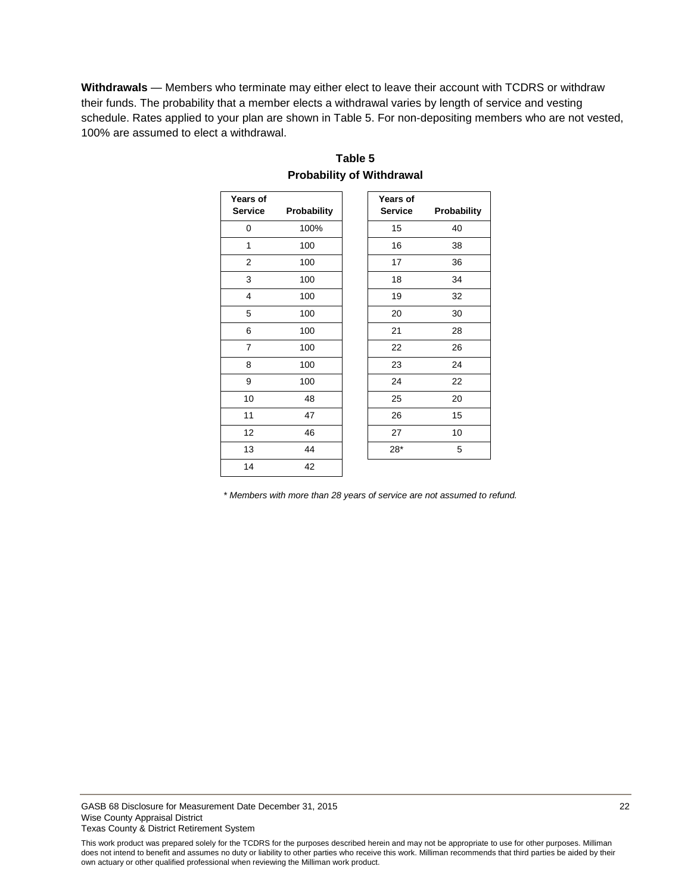**Withdrawals** — Members who terminate may either elect to leave their account with TCDRS or withdraw their funds. The probability that a member elects a withdrawal varies by length of service and vesting schedule. Rates applied to your plan are shown in Table 5. For non-depositing members who are not vested, 100% are assumed to elect a withdrawal.

**Table 5**
**Probability of Withdrawal**

| Years of Service | Probability | Years of Service | Probability |
|---|---|---|---|
| 0 | 100% | 15 | 40 |
| 1 | 100 | 16 | 38 |
| 2 | 100 | 17 | 36 |
| 3 | 100 | 18 | 34 |
| 4 | 100 | 19 | 32 |
| 5 | 100 | 20 | 30 |
| 6 | 100 | 21 | 28 |
| 7 | 100 | 22 | 26 |
| 8 | 100 | 23 | 24 |
| 9 | 100 | 24 | 22 |
| 10 | 48 | 25 | 20 |
| 11 | 47 | 26 | 15 |
| 12 | 46 | 27 | 10 |
| 13 | 44 | 28* | 5 |
| 14 | 42 | | |

*\* Members with more than 28 years of service are not assumed to refund.*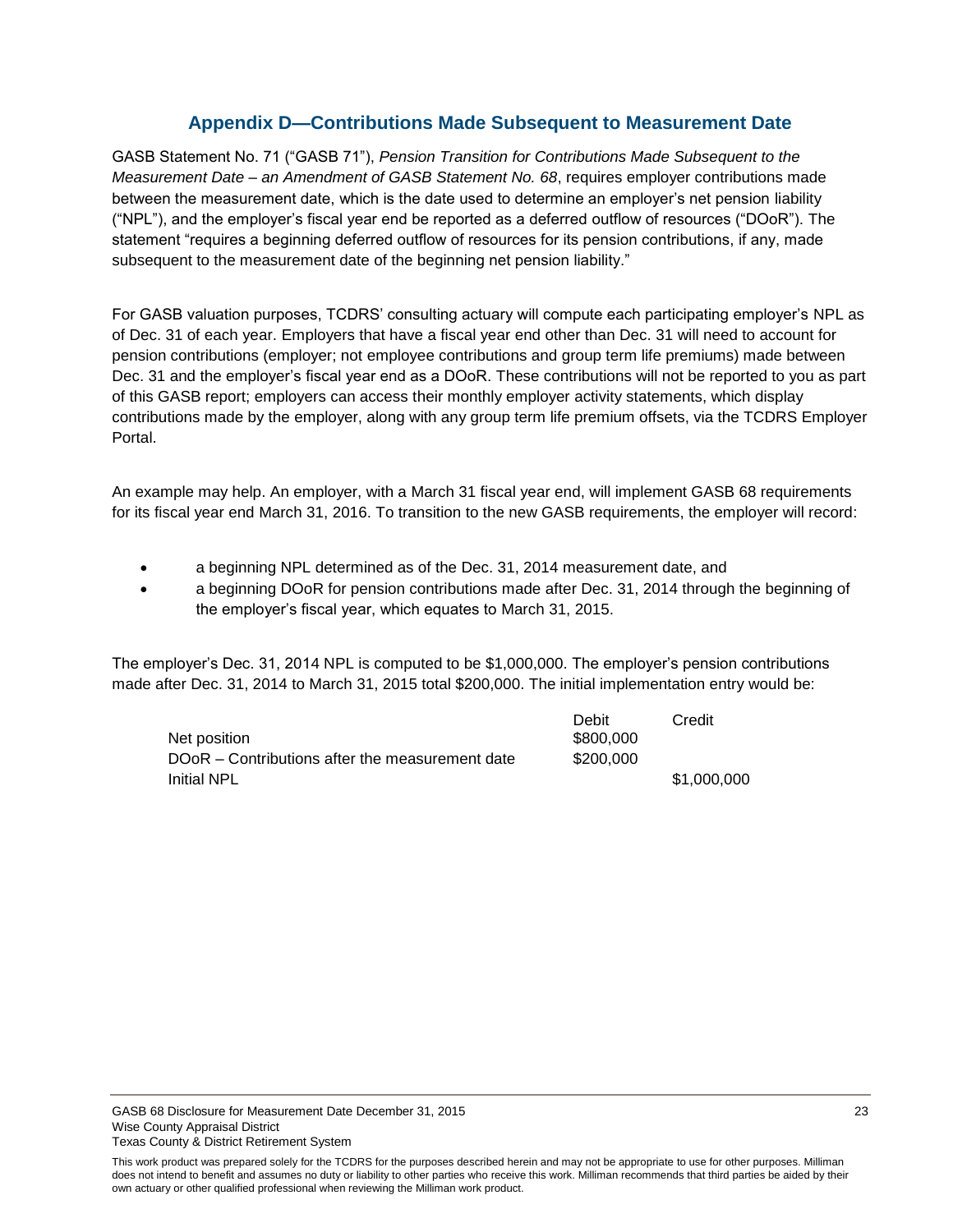## Appendix D—Contributions Made Subsequent to Measurement Date

GASB Statement No. 71 ("GASB 71"), *Pension Transition for Contributions Made Subsequent to the Measurement Date – an Amendment of GASB Statement No. 68*, requires employer contributions made between the measurement date, which is the date used to determine an employer's net pension liability ("NPL"), and the employer's fiscal year end be reported as a deferred outflow of resources ("DOoR"). The statement "requires a beginning deferred outflow of resources for its pension contributions, if any, made subsequent to the measurement date of the beginning net pension liability."

For GASB valuation purposes, TCDRS' consulting actuary will compute each participating employer's NPL as of Dec. 31 of each year. Employers that have a fiscal year end other than Dec. 31 will need to account for pension contributions (employer; not employee contributions and group term life premiums) made between Dec. 31 and the employer's fiscal year end as a DOoR. These contributions will not be reported to you as part of this GASB report; employers can access their monthly employer activity statements, which display contributions made by the employer, along with any group term life premium offsets, via the TCDRS Employer Portal.

An example may help. An employer, with a March 31 fiscal year end, will implement GASB 68 requirements for its fiscal year end March 31, 2016. To transition to the new GASB requirements, the employer will record:

- a beginning NPL determined as of the Dec. 31, 2014 measurement date, and
- a beginning DOoR for pension contributions made after Dec. 31, 2014 through the beginning of the employer's fiscal year, which equates to March 31, 2015.

The employer's Dec. 31, 2014 NPL is computed to be $1,000,000. The employer's pension contributions made after Dec. 31, 2014 to March 31, 2015 total $200,000. The initial implementation entry would be:

| | Debit | Credit |
|---|---|---|
| Net position | $800,000 | |
| DOoR – Contributions after the measurement date | $200,000 | |
| Initial NPL | | $1,000,000 |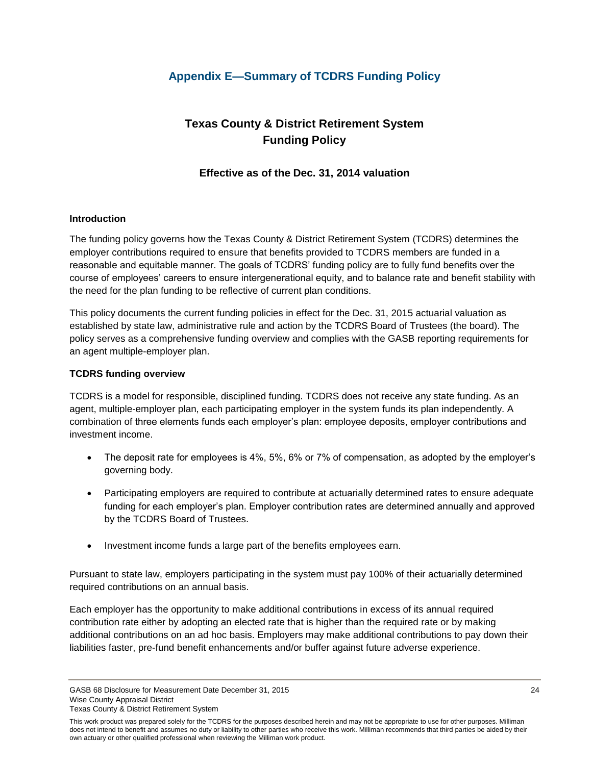## Appendix E—Summary of TCDRS Funding Policy

# Texas County & District Retirement System
# Funding Policy

### Effective as of the Dec. 31, 2014 valuation

**Introduction**

The funding policy governs how the Texas County & District Retirement System (TCDRS) determines the employer contributions required to ensure that benefits provided to TCDRS members are funded in a reasonable and equitable manner. The goals of TCDRS' funding policy are to fully fund benefits over the course of employees' careers to ensure intergenerational equity, and to balance rate and benefit stability with the need for the plan funding to be reflective of current plan conditions.

This policy documents the current funding policies in effect for the Dec. 31, 2015 actuarial valuation as established by state law, administrative rule and action by the TCDRS Board of Trustees (the board). The policy serves as a comprehensive funding overview and complies with the GASB reporting requirements for an agent multiple-employer plan.

**TCDRS funding overview**

TCDRS is a model for responsible, disciplined funding. TCDRS does not receive any state funding. As an agent, multiple-employer plan, each participating employer in the system funds its plan independently. A combination of three elements funds each employer's plan: employee deposits, employer contributions and investment income.

- The deposit rate for employees is 4%, 5%, 6% or 7% of compensation, as adopted by the employer's governing body.
- Participating employers are required to contribute at actuarially determined rates to ensure adequate funding for each employer's plan. Employer contribution rates are determined annually and approved by the TCDRS Board of Trustees.
- Investment income funds a large part of the benefits employees earn.

Pursuant to state law, employers participating in the system must pay 100% of their actuarially determined required contributions on an annual basis.

Each employer has the opportunity to make additional contributions in excess of its annual required contribution rate either by adopting an elected rate that is higher than the required rate or by making additional contributions on an ad hoc basis. Employers may make additional contributions to pay down their liabilities faster, pre-fund benefit enhancements and/or buffer against future adverse experience.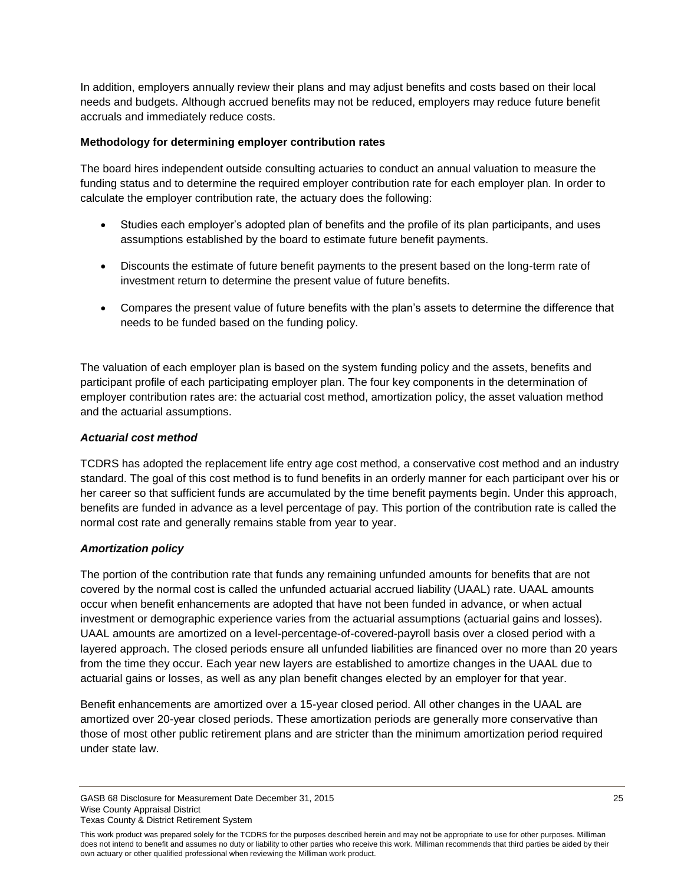In addition, employers annually review their plans and may adjust benefits and costs based on their local needs and budgets. Although accrued benefits may not be reduced, employers may reduce future benefit accruals and immediately reduce costs.

**Methodology for determining employer contribution rates**

The board hires independent outside consulting actuaries to conduct an annual valuation to measure the funding status and to determine the required employer contribution rate for each employer plan. In order to calculate the employer contribution rate, the actuary does the following:

- Studies each employer's adopted plan of benefits and the profile of its plan participants, and uses assumptions established by the board to estimate future benefit payments.
- Discounts the estimate of future benefit payments to the present based on the long-term rate of investment return to determine the present value of future benefits.
- Compares the present value of future benefits with the plan's assets to determine the difference that needs to be funded based on the funding policy.

The valuation of each employer plan is based on the system funding policy and the assets, benefits and participant profile of each participating employer plan. The four key components in the determination of employer contribution rates are: the actuarial cost method, amortization policy, the asset valuation method and the actuarial assumptions.

***Actuarial cost method***

TCDRS has adopted the replacement life entry age cost method, a conservative cost method and an industry standard. The goal of this cost method is to fund benefits in an orderly manner for each participant over his or her career so that sufficient funds are accumulated by the time benefit payments begin. Under this approach, benefits are funded in advance as a level percentage of pay. This portion of the contribution rate is called the normal cost rate and generally remains stable from year to year.

***Amortization policy***

The portion of the contribution rate that funds any remaining unfunded amounts for benefits that are not covered by the normal cost is called the unfunded actuarial accrued liability (UAAL) rate. UAAL amounts occur when benefit enhancements are adopted that have not been funded in advance, or when actual investment or demographic experience varies from the actuarial assumptions (actuarial gains and losses). UAAL amounts are amortized on a level-percentage-of-covered-payroll basis over a closed period with a layered approach. The closed periods ensure all unfunded liabilities are financed over no more than 20 years from the time they occur. Each year new layers are established to amortize changes in the UAAL due to actuarial gains or losses, as well as any plan benefit changes elected by an employer for that year.

Benefit enhancements are amortized over a 15-year closed period. All other changes in the UAAL are amortized over 20-year closed periods. These amortization periods are generally more conservative than those of most other public retirement plans and are stricter than the minimum amortization period required under state law.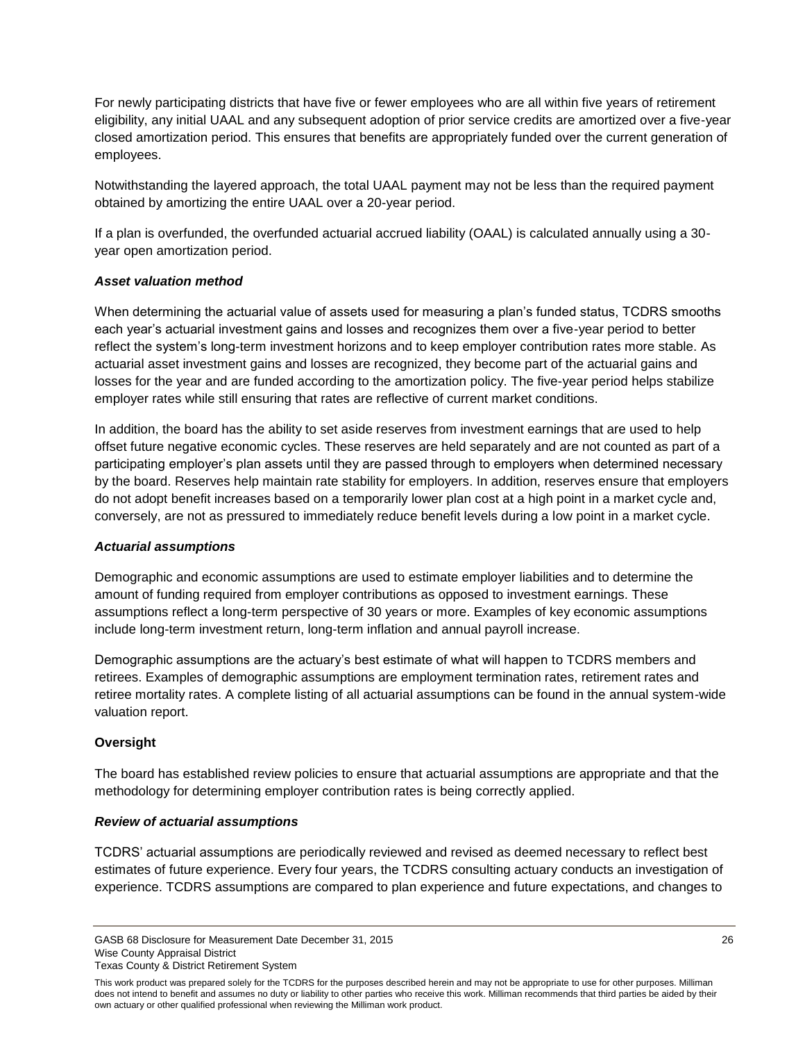For newly participating districts that have five or fewer employees who are all within five years of retirement eligibility, any initial UAAL and any subsequent adoption of prior service credits are amortized over a five-year closed amortization period. This ensures that benefits are appropriately funded over the current generation of employees.

Notwithstanding the layered approach, the total UAAL payment may not be less than the required payment obtained by amortizing the entire UAAL over a 20-year period.

If a plan is overfunded, the overfunded actuarial accrued liability (OAAL) is calculated annually using a 30-year open amortization period.

***Asset valuation method***

When determining the actuarial value of assets used for measuring a plan's funded status, TCDRS smooths each year's actuarial investment gains and losses and recognizes them over a five-year period to better reflect the system's long-term investment horizons and to keep employer contribution rates more stable. As actuarial asset investment gains and losses are recognized, they become part of the actuarial gains and losses for the year and are funded according to the amortization policy. The five-year period helps stabilize employer rates while still ensuring that rates are reflective of current market conditions.

In addition, the board has the ability to set aside reserves from investment earnings that are used to help offset future negative economic cycles. These reserves are held separately and are not counted as part of a participating employer's plan assets until they are passed through to employers when determined necessary by the board. Reserves help maintain rate stability for employers. In addition, reserves ensure that employers do not adopt benefit increases based on a temporarily lower plan cost at a high point in a market cycle and, conversely, are not as pressured to immediately reduce benefit levels during a low point in a market cycle.

***Actuarial assumptions***

Demographic and economic assumptions are used to estimate employer liabilities and to determine the amount of funding required from employer contributions as opposed to investment earnings. These assumptions reflect a long-term perspective of 30 years or more. Examples of key economic assumptions include long-term investment return, long-term inflation and annual payroll increase.

Demographic assumptions are the actuary's best estimate of what will happen to TCDRS members and retirees. Examples of demographic assumptions are employment termination rates, retirement rates and retiree mortality rates. A complete listing of all actuarial assumptions can be found in the annual system-wide valuation report.

**Oversight**

The board has established review policies to ensure that actuarial assumptions are appropriate and that the methodology for determining employer contribution rates is being correctly applied.

***Review of actuarial assumptions***

TCDRS' actuarial assumptions are periodically reviewed and revised as deemed necessary to reflect best estimates of future experience. Every four years, the TCDRS consulting actuary conducts an investigation of experience. TCDRS assumptions are compared to plan experience and future expectations, and changes to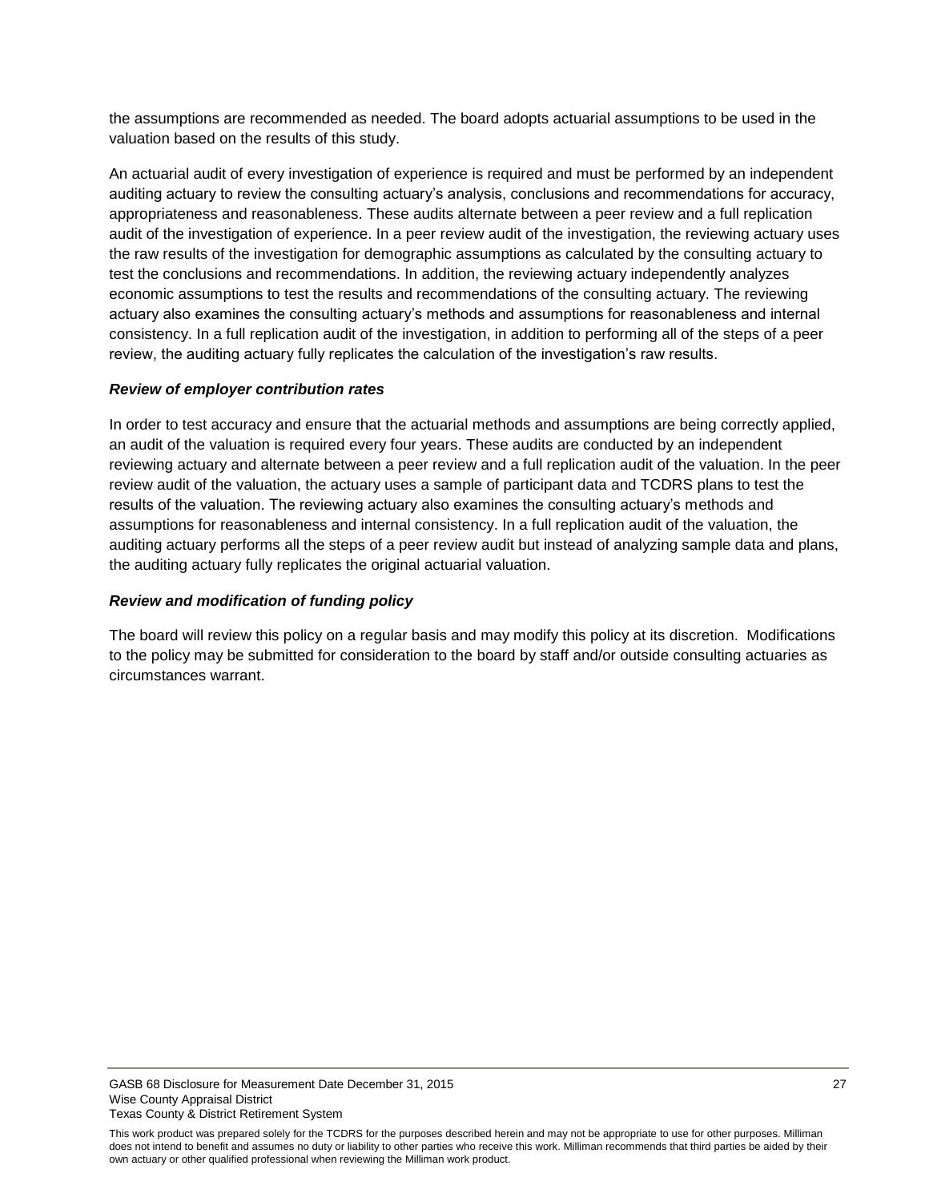the assumptions are recommended as needed. The board adopts actuarial assumptions to be used in the valuation based on the results of this study.

An actuarial audit of every investigation of experience is required and must be performed by an independent auditing actuary to review the consulting actuary's analysis, conclusions and recommendations for accuracy, appropriateness and reasonableness. These audits alternate between a peer review and a full replication audit of the investigation of experience. In a peer review audit of the investigation, the reviewing actuary uses the raw results of the investigation for demographic assumptions as calculated by the consulting actuary to test the conclusions and recommendations. In addition, the reviewing actuary independently analyzes economic assumptions to test the results and recommendations of the consulting actuary. The reviewing actuary also examines the consulting actuary's methods and assumptions for reasonableness and internal consistency. In a full replication audit of the investigation, in addition to performing all of the steps of a peer review, the auditing actuary fully replicates the calculation of the investigation's raw results.

***Review of employer contribution rates***

In order to test accuracy and ensure that the actuarial methods and assumptions are being correctly applied, an audit of the valuation is required every four years. These audits are conducted by an independent reviewing actuary and alternate between a peer review and a full replication audit of the valuation. In the peer review audit of the valuation, the actuary uses a sample of participant data and TCDRS plans to test the results of the valuation. The reviewing actuary also examines the consulting actuary's methods and assumptions for reasonableness and internal consistency. In a full replication audit of the valuation, the auditing actuary performs all the steps of a peer review audit but instead of analyzing sample data and plans, the auditing actuary fully replicates the original actuarial valuation.

***Review and modification of funding policy***

The board will review this policy on a regular basis and may modify this policy at its discretion. Modifications to the policy may be submitted for consideration to the board by staff and/or outside consulting actuaries as circumstances warrant.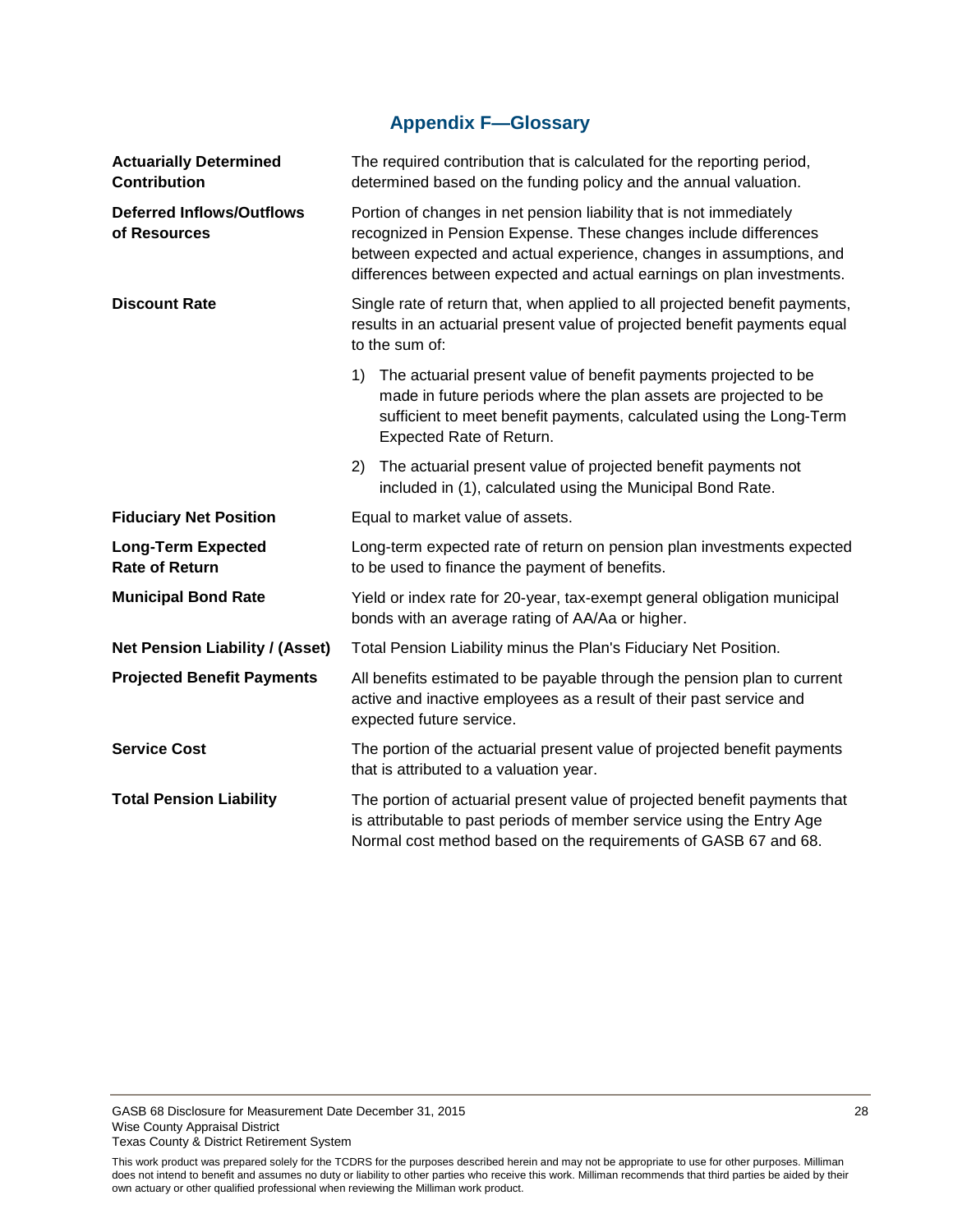## Appendix F—Glossary

| | |
|---|---|
| **Actuarially Determined Contribution** | The required contribution that is calculated for the reporting period, determined based on the funding policy and the annual valuation. |
| **Deferred Inflows/Outflows of Resources** | Portion of changes in net pension liability that is not immediately recognized in Pension Expense. These changes include differences between expected and actual experience, changes in assumptions, and differences between expected and actual earnings on plan investments. |
| **Discount Rate** | Single rate of return that, when applied to all projected benefit payments, results in an actuarial present value of projected benefit payments equal to the sum of: 1) The actuarial present value of benefit payments projected to be made in future periods where the plan assets are projected to be sufficient to meet benefit payments, calculated using the Long-Term Expected Rate of Return. 2) The actuarial present value of projected benefit payments not included in (1), calculated using the Municipal Bond Rate. |
| **Fiduciary Net Position** | Equal to market value of assets. |
| **Long-Term Expected Rate of Return** | Long-term expected rate of return on pension plan investments expected to be used to finance the payment of benefits. |
| **Municipal Bond Rate** | Yield or index rate for 20-year, tax-exempt general obligation municipal bonds with an average rating of AA/Aa or higher. |
| **Net Pension Liability / (Asset)** | Total Pension Liability minus the Plan's Fiduciary Net Position. |
| **Projected Benefit Payments** | All benefits estimated to be payable through the pension plan to current active and inactive employees as a result of their past service and expected future service. |
| **Service Cost** | The portion of the actuarial present value of projected benefit payments that is attributed to a valuation year. |
| **Total Pension Liability** | The portion of actuarial present value of projected benefit payments that is attributable to past periods of member service using the Entry Age Normal cost method based on the requirements of GASB 67 and 68. |